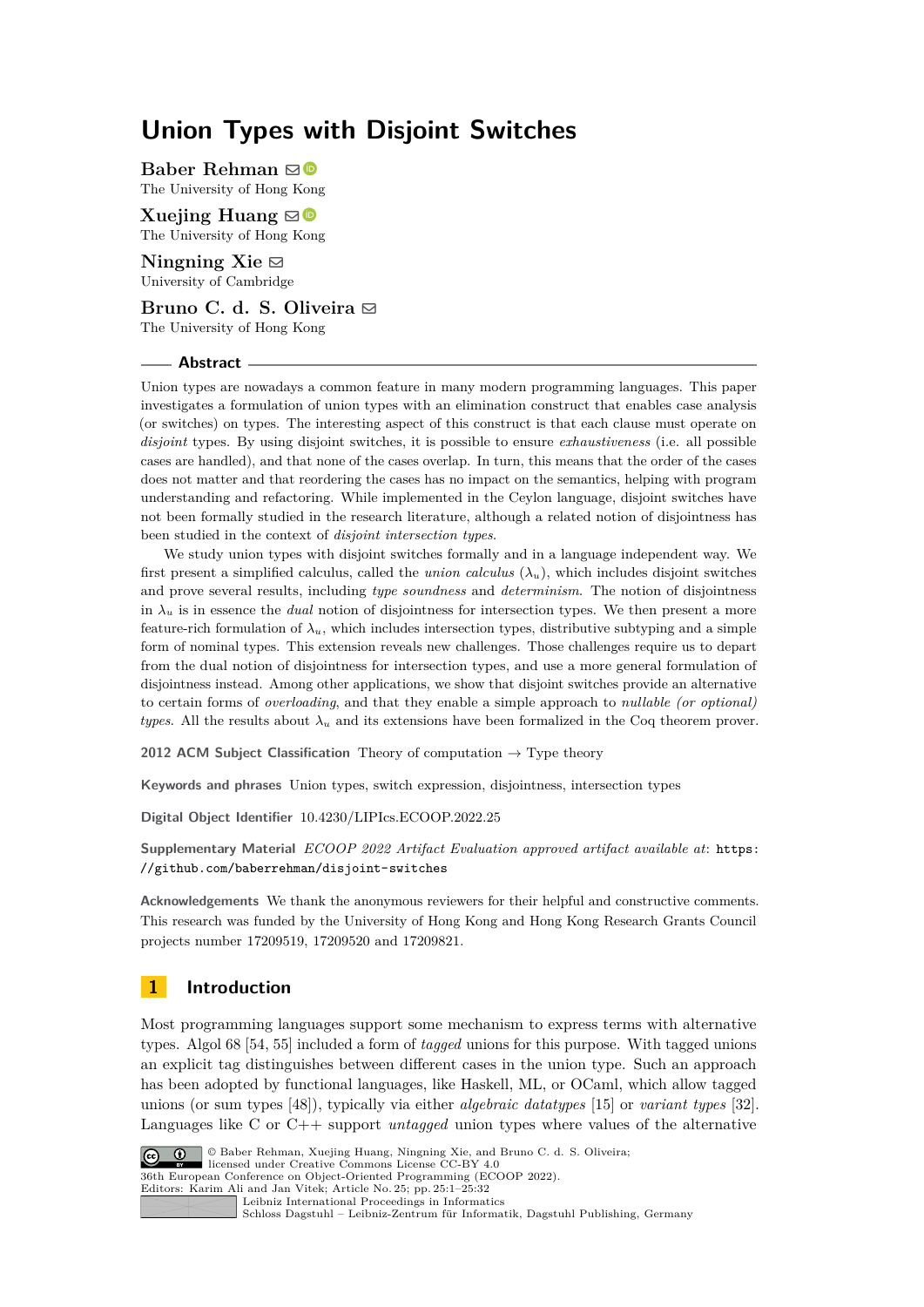# Union Types with Disjoint Switches

**Baber Rehman**
The University of Hong Kong

**Xuejing Huang**
The University of Hong Kong

**Ningning Xie**
University of Cambridge

**Bruno C. d. S. Oliveira**
The University of Hong Kong

## Abstract

Union types are nowadays a common feature in many modern programming languages. This paper investigates a formulation of union types with an elimination construct that enables case analysis (or switches) on types. The interesting aspect of this construct is that each clause must operate on *disjoint* types. By using disjoint switches, it is possible to ensure *exhaustiveness* (i.e. all possible cases are handled), and that none of the cases overlap. In turn, this means that the order of the cases does not matter and that reordering the cases has no impact on the semantics, helping with program understanding and refactoring. While implemented in the Ceylon language, disjoint switches have not been formally studied in the research literature, although a related notion of disjointness has been studied in the context of *disjoint intersection types*.

We study union types with disjoint switches formally and in a language independent way. We first present a simplified calculus, called the *union calculus* ($\lambda_u$), which includes disjoint switches and prove several results, including *type soundness* and *determinism*. The notion of disjointness in $\lambda_u$ is in essence the *dual* notion of disjointness for intersection types. We then present a more feature-rich formulation of $\lambda_u$, which includes intersection types, distributive subtyping and a simple form of nominal types. This extension reveals new challenges. Those challenges require us to depart from the dual notion of disjointness for intersection types, and use a more general formulation of disjointness instead. Among other applications, we show that disjoint switches provide an alternative to certain forms of *overloading*, and that they enable a simple approach to *nullable (or optional) types*. All the results about $\lambda_u$ and its extensions have been formalized in the Coq theorem prover.

**2012 ACM Subject Classification** Theory of computation → Type theory

**Keywords and phrases** Union types, switch expression, disjointness, intersection types

**Digital Object Identifier** 10.4230/LIPIcs.ECOOP.2022.25

**Supplementary Material** *ECOOP 2022 Artifact Evaluation approved artifact available at*: `https://github.com/baberrehman/disjoint-switches`

**Acknowledgements** We thank the anonymous reviewers for their helpful and constructive comments. This research was funded by the University of Hong Kong and Hong Kong Research Grants Council projects number 17209519, 17209520 and 17209821.

## 1 Introduction

Most programming languages support some mechanism to express terms with alternative types. Algol 68 [54, 55] included a form of *tagged* unions for this purpose. With tagged unions an explicit tag distinguishes between different cases in the union type. Such an approach has been adopted by functional languages, like Haskell, ML, or OCaml, which allow tagged unions (or sum types [48]), typically via either *algebraic datatypes* [15] or *variant types* [32]. Languages like C or C++ support *untagged* union types where values of the alternative

© Baber Rehman, Xuejing Huang, Ningning Xie, and Bruno C. d. S. Oliveira; licensed under Creative Commons License CC-BY 4.0
36th European Conference on Object-Oriented Programming (ECOOP 2022).
Editors: Karim Ali and Jan Vitek; Article No. 25; pp. 25:1–25:32
Leibniz International Proceedings in Informatics
Schloss Dagstuhl – Leibniz-Zentrum für Informatik, Dagstuhl Publishing, Germany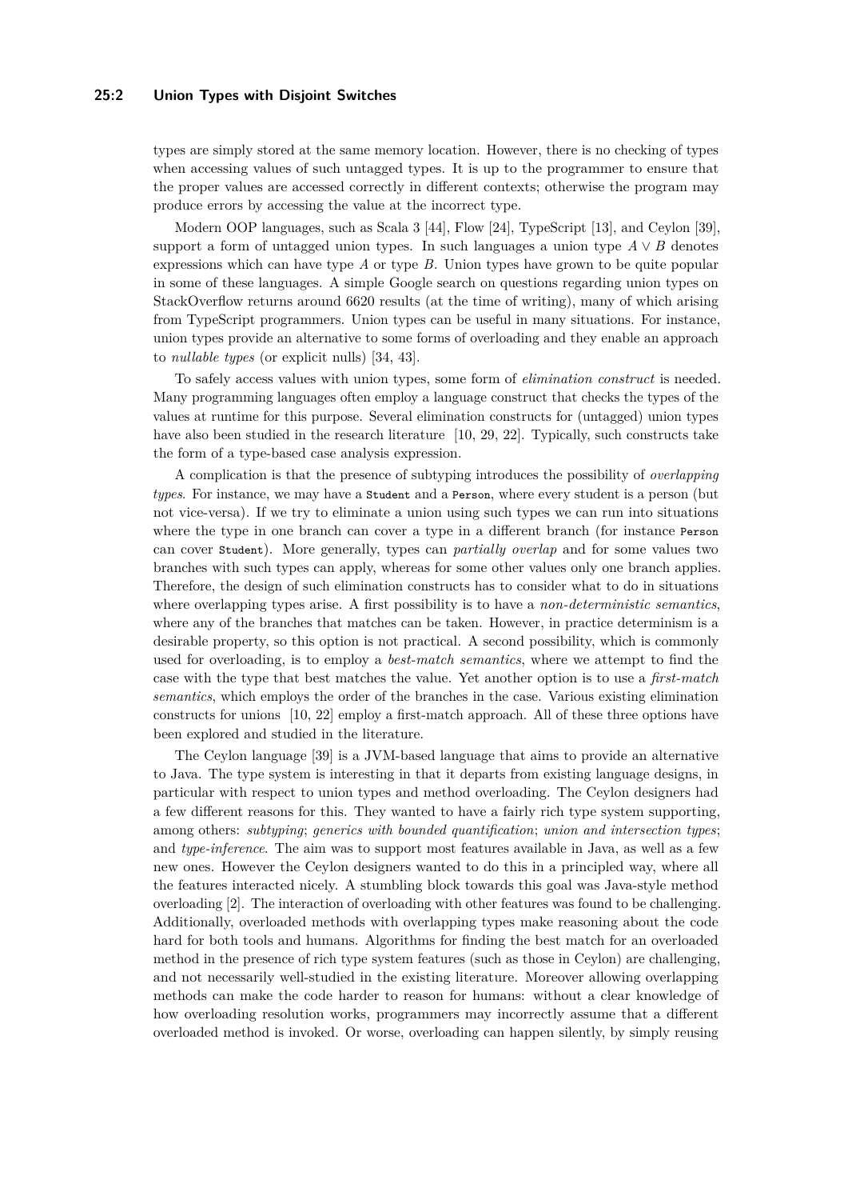types are simply stored at the same memory location. However, there is no checking of types when accessing values of such untagged types. It is up to the programmer to ensure that the proper values are accessed correctly in different contexts; otherwise the program may produce errors by accessing the value at the incorrect type.

Modern OOP languages, such as Scala 3 [44], Flow [24], TypeScript [13], and Ceylon [39], support a form of untagged union types. In such languages a union type $A \vee B$ denotes expressions which can have type $A$ or type $B$. Union types have grown to be quite popular in some of these languages. A simple Google search on questions regarding union types on StackOverflow returns around 6620 results (at the time of writing), many of which arising from TypeScript programmers. Union types can be useful in many situations. For instance, union types provide an alternative to some forms of overloading and they enable an approach to *nullable types* (or explicit nulls) [34, 43].

To safely access values with union types, some form of *elimination construct* is needed. Many programming languages often employ a language construct that checks the types of the values at runtime for this purpose. Several elimination constructs for (untagged) union types have also been studied in the research literature [10, 29, 22]. Typically, such constructs take the form of a type-based case analysis expression.

A complication is that the presence of subtyping introduces the possibility of *overlapping types*. For instance, we may have a `Student` and a `Person`, where every student is a person (but not vice-versa). If we try to eliminate a union using such types we can run into situations where the type in one branch can cover a type in a different branch (for instance `Person` can cover `Student`). More generally, types can *partially overlap* and for some values two branches with such types can apply, whereas for some other values only one branch applies. Therefore, the design of such elimination constructs has to consider what to do in situations where overlapping types arise. A first possibility is to have a *non-deterministic semantics*, where any of the branches that matches can be taken. However, in practice determinism is a desirable property, so this option is not practical. A second possibility, which is commonly used for overloading, is to employ a *best-match semantics*, where we attempt to find the case with the type that best matches the value. Yet another option is to use a *first-match semantics*, which employs the order of the branches in the case. Various existing elimination constructs for unions [10, 22] employ a first-match approach. All of these three options have been explored and studied in the literature.

The Ceylon language [39] is a JVM-based language that aims to provide an alternative to Java. The type system is interesting in that it departs from existing language designs, in particular with respect to union types and method overloading. The Ceylon designers had a few different reasons for this. They wanted to have a fairly rich type system supporting, among others: *subtyping*; *generics with bounded quantification*; *union and intersection types*; and *type-inference*. The aim was to support most features available in Java, as well as a few new ones. However the Ceylon designers wanted to do this in a principled way, where all the features interacted nicely. A stumbling block towards this goal was Java-style method overloading [2]. The interaction of overloading with other features was found to be challenging. Additionally, overloaded methods with overlapping types make reasoning about the code hard for both tools and humans. Algorithms for finding the best match for an overloaded method in the presence of rich type system features (such as those in Ceylon) are challenging, and not necessarily well-studied in the existing literature. Moreover allowing overlapping methods can make the code harder to reason for humans: without a clear knowledge of how overloading resolution works, programmers may incorrectly assume that a different overloaded method is invoked. Or worse, overloading can happen silently, by simply reusing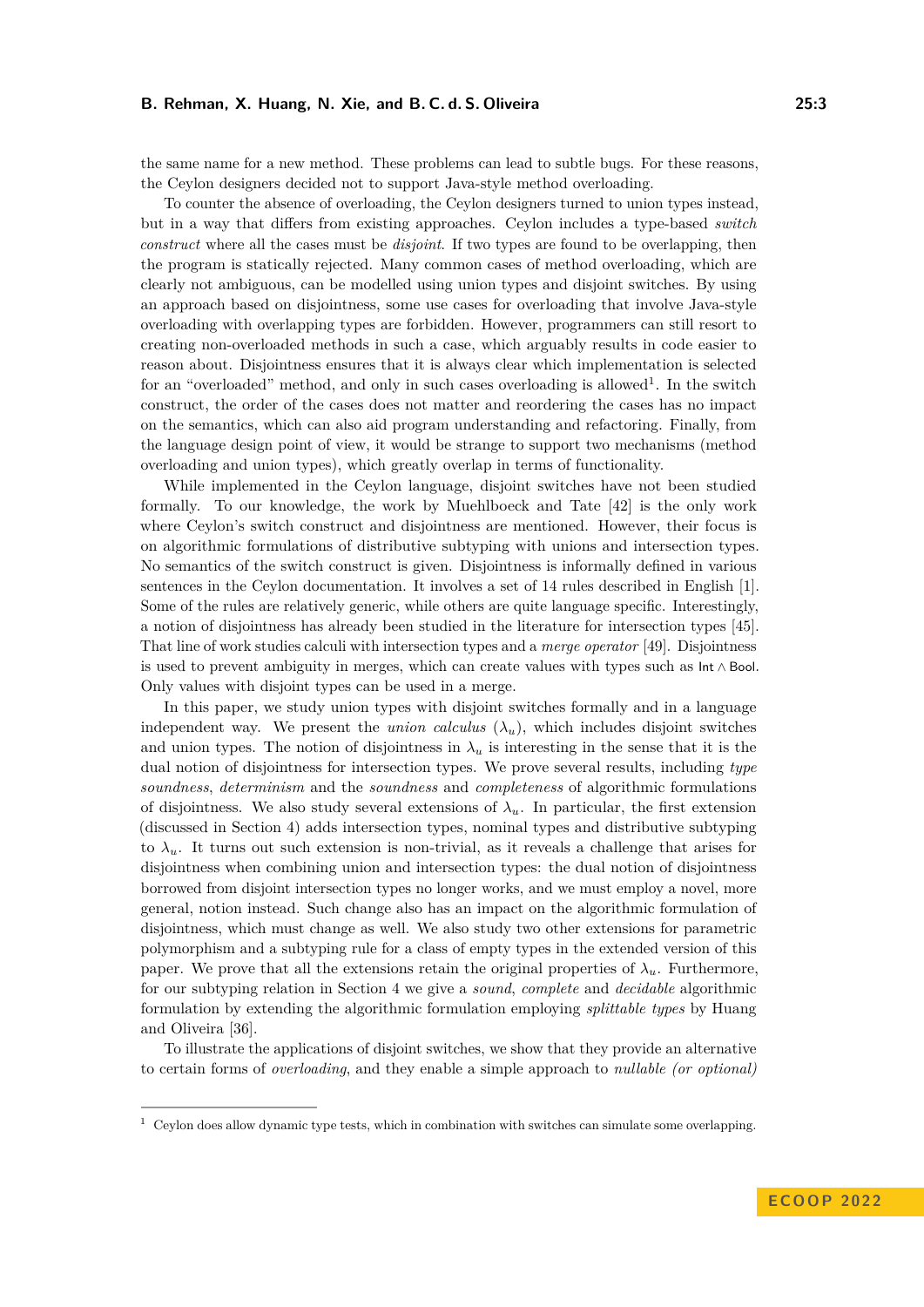the same name for a new method. These problems can lead to subtle bugs. For these reasons, the Ceylon designers decided not to support Java-style method overloading.

To counter the absence of overloading, the Ceylon designers turned to union types instead, but in a way that differs from existing approaches. Ceylon includes a type-based *switch construct* where all the cases must be *disjoint*. If two types are found to be overlapping, then the program is statically rejected. Many common cases of method overloading, which are clearly not ambiguous, can be modelled using union types and disjoint switches. By using an approach based on disjointness, some use cases for overloading that involve Java-style overloading with overlapping types are forbidden. However, programmers can still resort to creating non-overloaded methods in such a case, which arguably results in code easier to reason about. Disjointness ensures that it is always clear which implementation is selected for an "overloaded" method, and only in such cases overloading is allowed[1]. In the switch construct, the order of the cases does not matter and reordering the cases has no impact on the semantics, which can also aid program understanding and refactoring. Finally, from the language design point of view, it would be strange to support two mechanisms (method overloading and union types), which greatly overlap in terms of functionality.

While implemented in the Ceylon language, disjoint switches have not been studied formally. To our knowledge, the work by Muehlboeck and Tate [42] is the only work where Ceylon's switch construct and disjointness are mentioned. However, their focus is on algorithmic formulations of distributive subtyping with unions and intersection types. No semantics of the switch construct is given. Disjointness is informally defined in various sentences in the Ceylon documentation. It involves a set of 14 rules described in English [1]. Some of the rules are relatively generic, while others are quite language specific. Interestingly, a notion of disjointness has already been studied in the literature for intersection types [45]. That line of work studies calculi with intersection types and a *merge operator* [49]. Disjointness is used to prevent ambiguity in merges, which can create values with types such as $\mathsf{Int} \wedge \mathsf{Bool}$. Only values with disjoint types can be used in a merge.

In this paper, we study union types with disjoint switches formally and in a language independent way. We present the *union calculus* ($\lambda_u$), which includes disjoint switches and union types. The notion of disjointness in $\lambda_u$ is interesting in the sense that it is the dual notion of disjointness for intersection types. We prove several results, including *type soundness*, *determinism* and the *soundness* and *completeness* of algorithmic formulations of disjointness. We also study several extensions of $\lambda_u$. In particular, the first extension (discussed in Section 4) adds intersection types, nominal types and distributive subtyping to $\lambda_u$. It turns out such extension is non-trivial, as it reveals a challenge that arises for disjointness when combining union and intersection types: the dual notion of disjointness borrowed from disjoint intersection types no longer works, and we must employ a novel, more general, notion instead. Such change also has an impact on the algorithmic formulation of disjointness, which must change as well. We also study two other extensions for parametric polymorphism and a subtyping rule for a class of empty types in the extended version of this paper. We prove that all the extensions retain the original properties of $\lambda_u$. Furthermore, for our subtyping relation in Section 4 we give a *sound*, *complete* and *decidable* algorithmic formulation by extending the algorithmic formulation employing *splittable types* by Huang and Oliveira [36].

To illustrate the applications of disjoint switches, we show that they provide an alternative to certain forms of *overloading*, and they enable a simple approach to *nullable (or optional)*

[1] Ceylon does allow dynamic type tests, which in combination with switches can simulate some overlapping.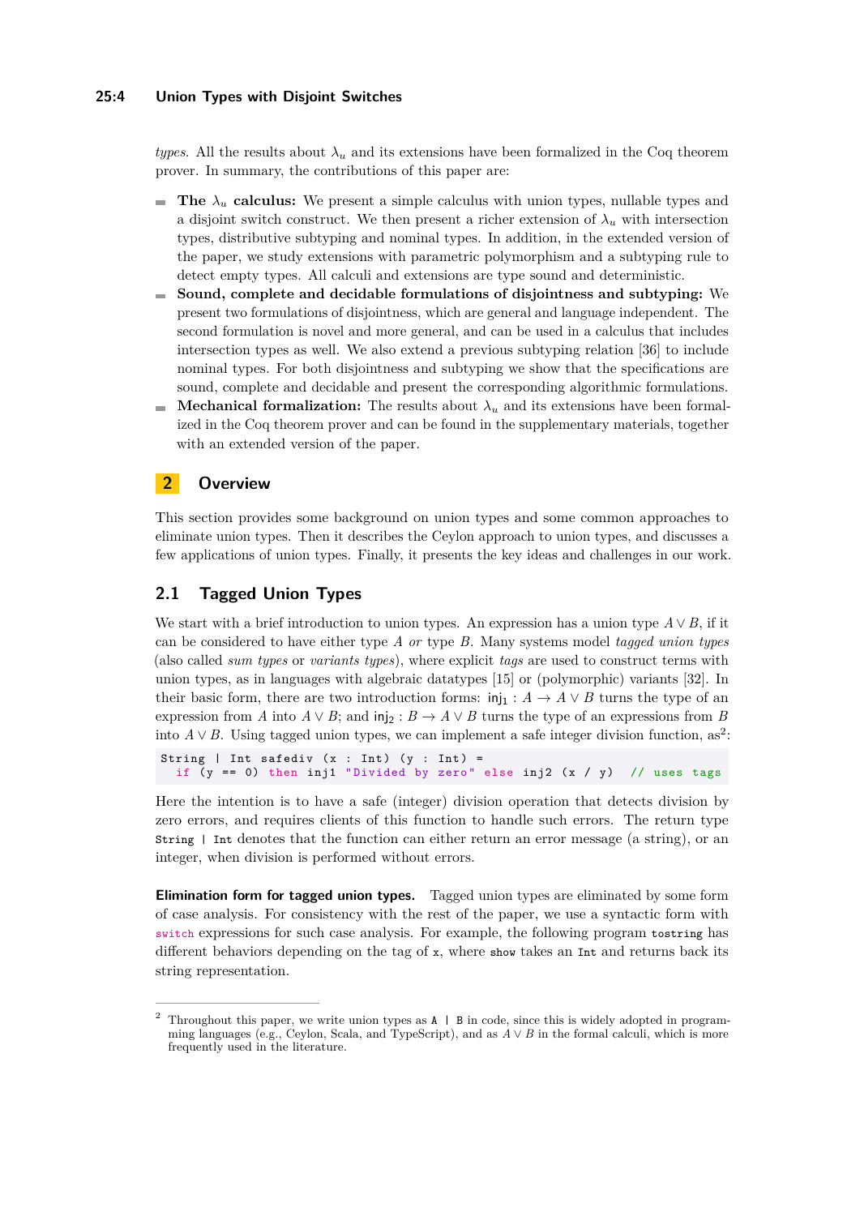*types*. All the results about $\lambda_u$ and its extensions have been formalized in the Coq theorem prover. In summary, the contributions of this paper are:

- **The $\lambda_u$ calculus:** We present a simple calculus with union types, nullable types and a disjoint switch construct. We then present a richer extension of $\lambda_u$ with intersection types, distributive subtyping and nominal types. In addition, in the extended version of the paper, we study extensions with parametric polymorphism and a subtyping rule to detect empty types. All calculi and extensions are type sound and deterministic.
- **Sound, complete and decidable formulations of disjointness and subtyping:** We present two formulations of disjointness, which are general and language independent. The second formulation is novel and more general, and can be used in a calculus that includes intersection types as well. We also extend a previous subtyping relation [36] to include nominal types. For both disjointness and subtyping we show that the specifications are sound, complete and decidable and present the corresponding algorithmic formulations.
- **Mechanical formalization:** The results about $\lambda_u$ and its extensions have been formalized in the Coq theorem prover and can be found in the supplementary materials, together with an extended version of the paper.

## 2 Overview

This section provides some background on union types and some common approaches to eliminate union types. Then it describes the Ceylon approach to union types, and discusses a few applications of union types. Finally, it presents the key ideas and challenges in our work.

### 2.1 Tagged Union Types

We start with a brief introduction to union types. An expression has a union type $A \vee B$, if it can be considered to have either type $A$ *or* type $B$. Many systems model *tagged union types* (also called *sum types* or *variants types*), where explicit *tags* are used to construct terms with union types, as in languages with algebraic datatypes [15] or (polymorphic) variants [32]. In their basic form, there are two introduction forms: $\mathsf{inj}_1 : A \to A \vee B$ turns the type of an expression from $A$ into $A \vee B$; and $\mathsf{inj}_2 : B \to A \vee B$ turns the type of an expressions from $B$ into $A \vee B$. Using tagged union types, we can implement a safe integer division function, as[2]:

```
String | Int safediv (x : Int) (y : Int) =
  if (y == 0) then inj1 "Divided by zero" else inj2 (x / y)  // uses tags
```

Here the intention is to have a safe (integer) division operation that detects division by zero errors, and requires clients of this function to handle such errors. The return type `String | Int` denotes that the function can either return an error message (a string), or an integer, when division is performed without errors.

**Elimination form for tagged union types.** Tagged union types are eliminated by some form of case analysis. For consistency with the rest of the paper, we use a syntactic form with `switch` expressions for such case analysis. For example, the following program `tostring` has different behaviors depending on the tag of `x`, where `show` takes an `Int` and returns back its string representation.

---

[2] Throughout this paper, we write union types as `A | B` in code, since this is widely adopted in programming languages (e.g., Ceylon, Scala, and TypeScript), and as $A \vee B$ in the formal calculi, which is more frequently used in the literature.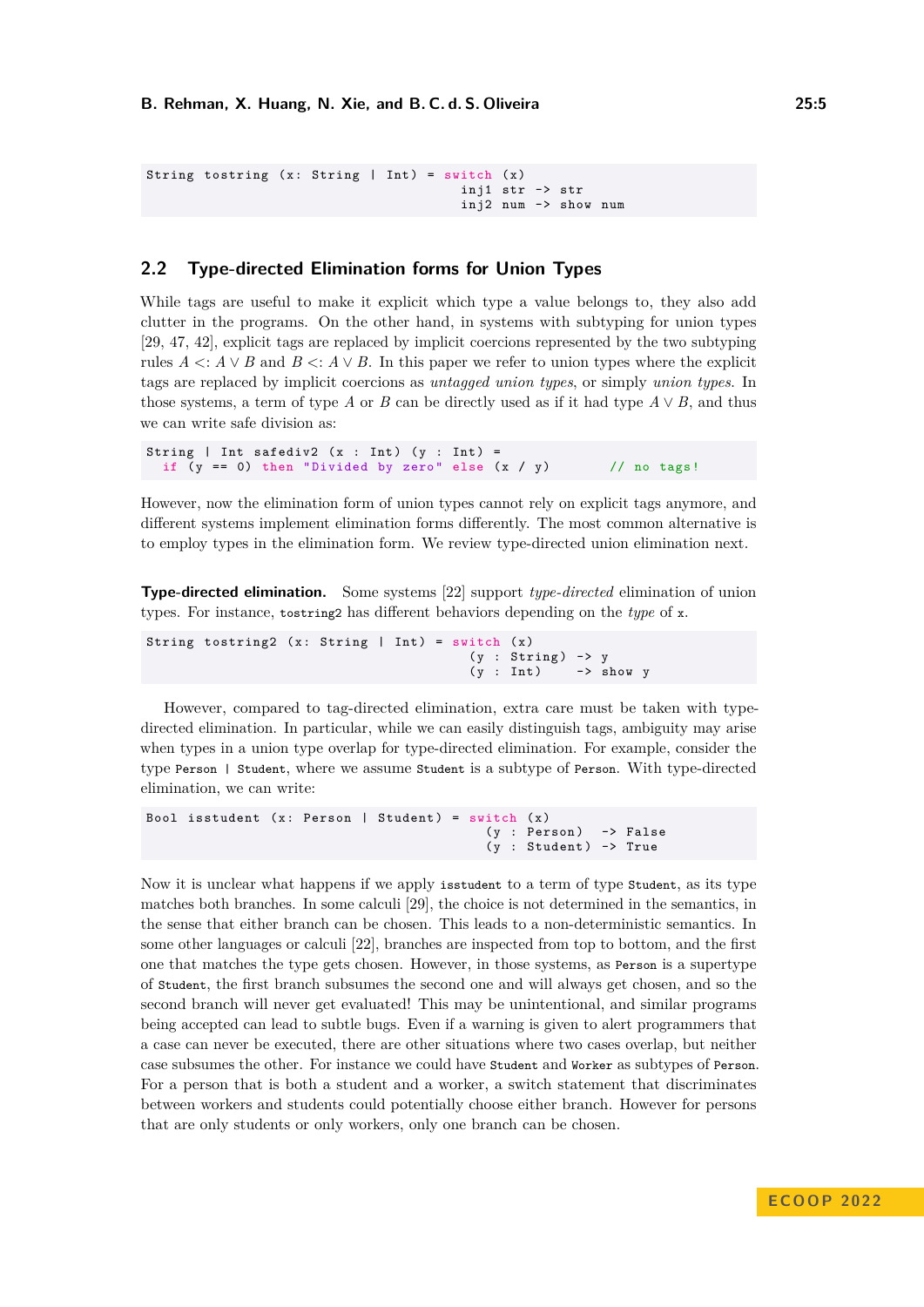```
String tostring (x: String | Int) = switch (x)
                                     inj1 str -> str
                                     inj2 num -> show num
```

## 2.2 Type-directed Elimination forms for Union Types

While tags are useful to make it explicit which type a value belongs to, they also add clutter in the programs. On the other hand, in systems with subtyping for union types [29, 47, 42], explicit tags are replaced by implicit coercions represented by the two subtyping rules $A <: A \vee B$ and $B <: A \vee B$. In this paper we refer to union types where the explicit tags are replaced by implicit coercions as *untagged union types*, or simply *union types*. In those systems, a term of type $A$ or $B$ can be directly used as if it had type $A \vee B$, and thus we can write safe division as:

```
String | Int safediv2 (x : Int) (y : Int) =
  if (y == 0) then "Divided by zero" else (x / y)       // no tags!
```

However, now the elimination form of union types cannot rely on explicit tags anymore, and different systems implement elimination forms differently. The most common alternative is to employ types in the elimination form. We review type-directed union elimination next.

**Type-directed elimination.** Some systems [22] support *type-directed* elimination of union types. For instance, `tostring2` has different behaviors depending on the *type* of `x`.

```
String tostring2 (x: String | Int) = switch (x)
                                      (y : String) -> y
                                      (y : Int)    -> show y
```

However, compared to tag-directed elimination, extra care must be taken with type-directed elimination. In particular, while we can easily distinguish tags, ambiguity may arise when types in a union type overlap for type-directed elimination. For example, consider the type `Person | Student`, where we assume `Student` is a subtype of `Person`. With type-directed elimination, we can write:

```
Bool isstudent (x: Person | Student) = switch (x)
                                        (y : Person)  -> False
                                        (y : Student) -> True
```

Now it is unclear what happens if we apply `isstudent` to a term of type `Student`, as its type matches both branches. In some calculi [29], the choice is not determined in the semantics, in the sense that either branch can be chosen. This leads to a non-deterministic semantics. In some other languages or calculi [22], branches are inspected from top to bottom, and the first one that matches the type gets chosen. However, in those systems, as `Person` is a supertype of `Student`, the first branch subsumes the second one and will always get chosen, and so the second branch will never get evaluated! This may be unintentional, and similar programs being accepted can lead to subtle bugs. Even if a warning is given to alert programmers that a case can never be executed, there are other situations where two cases overlap, but neither case subsumes the other. For instance we could have `Student` and `Worker` as subtypes of `Person`. For a person that is both a student and a worker, a switch statement that discriminates between workers and students could potentially choose either branch. However for persons that are only students or only workers, only one branch can be chosen.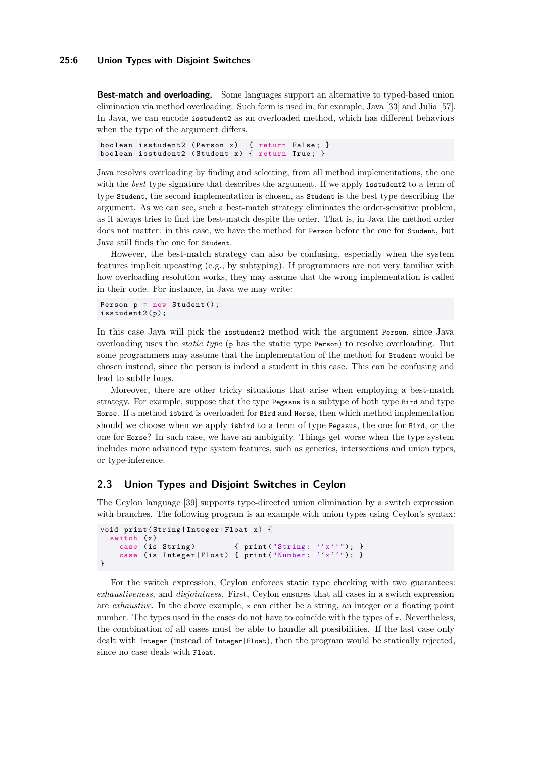**Best-match and overloading.** Some languages support an alternative to typed-based union elimination via method overloading. Such form is used in, for example, Java [33] and Julia [57]. In Java, we can encode `isstudent2` as an overloaded method, which has different behaviors when the type of the argument differs.

```
boolean isstudent2 (Person x)  { return False; }
boolean isstudent2 (Student x) { return True; }
```

Java resolves overloading by finding and selecting, from all method implementations, the one with the *best* type signature that describes the argument. If we apply `isstudent2` to a term of type `Student`, the second implementation is chosen, as `Student` is the best type describing the argument. As we can see, such a best-match strategy eliminates the order-sensitive problem, as it always tries to find the best-match despite the order. That is, in Java the method order does not matter: in this case, we have the method for `Person` before the one for `Student`, but Java still finds the one for `Student`.

However, the best-match strategy can also be confusing, especially when the system features implicit upcasting (e.g., by subtyping). If programmers are not very familiar with how overloading resolution works, they may assume that the wrong implementation is called in their code. For instance, in Java we may write:

```
Person p = new Student();
isstudent2(p);
```

In this case Java will pick the `isstudent2` method with the argument `Person`, since Java overloading uses the *static type* (`p` has the static type `Person`) to resolve overloading. But some programmers may assume that the implementation of the method for `Student` would be chosen instead, since the person is indeed a student in this case. This can be confusing and lead to subtle bugs.

Moreover, there are other tricky situations that arise when employing a best-match strategy. For example, suppose that the type `Pegasus` is a subtype of both type `Bird` and type `Horse`. If a method `isbird` is overloaded for `Bird` and `Horse`, then which method implementation should we choose when we apply `isbird` to a term of type `Pegasus`, the one for `Bird`, or the one for `Horse`? In such case, we have an ambiguity. Things get worse when the type system includes more advanced type system features, such as generics, intersections and union types, or type-inference.

## 2.3 Union Types and Disjoint Switches in Ceylon

The Ceylon language [39] supports type-directed union elimination by a switch expression with branches. The following program is an example with union types using Ceylon's syntax:

```
void print(String|Integer|Float x) {
  switch (x)
    case (is String)        { print("String: ``x``"); }
    case (is Integer|Float) { print("Number: ``x``"); }
}
```

For the switch expression, Ceylon enforces static type checking with two guarantees: *exhaustiveness*, and *disjointness*. First, Ceylon ensures that all cases in a switch expression are *exhaustive*. In the above example, `x` can either be a string, an integer or a floating point number. The types used in the cases do not have to coincide with the types of `x`. Nevertheless, the combination of all cases must be able to handle all possibilities. If the last case only dealt with `Integer` (instead of `Integer|Float`), then the program would be statically rejected, since no case deals with `Float`.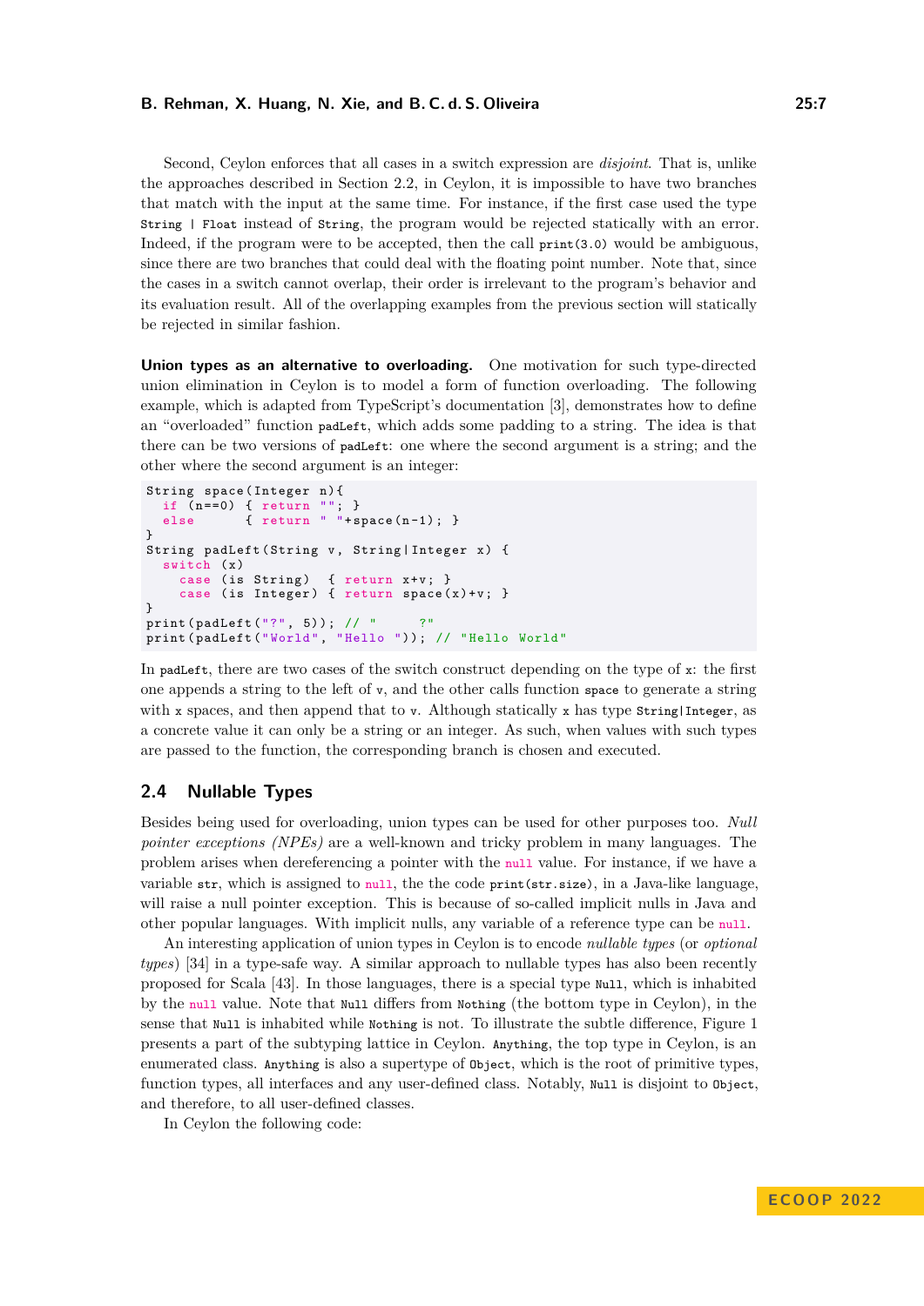Second, Ceylon enforces that all cases in a switch expression are *disjoint*. That is, unlike the approaches described in Section 2.2, in Ceylon, it is impossible to have two branches that match with the input at the same time. For instance, if the first case used the type `String | Float` instead of `String`, the program would be rejected statically with an error. Indeed, if the program were to be accepted, then the call `print(3.0)` would be ambiguous, since there are two branches that could deal with the floating point number. Note that, since the cases in a switch cannot overlap, their order is irrelevant to the program's behavior and its evaluation result. All of the overlapping examples from the previous section will statically be rejected in similar fashion.

**Union types as an alternative to overloading.** One motivation for such type-directed union elimination in Ceylon is to model a form of function overloading. The following example, which is adapted from TypeScript's documentation [3], demonstrates how to define an "overloaded" function `padLeft`, which adds some padding to a string. The idea is that there can be two versions of `padLeft`: one where the second argument is a string; and the other where the second argument is an integer:

```
String space(Integer n){
  if (n==0) { return ""; }
  else      { return " "+space(n-1); }
}
String padLeft(String v, String|Integer x) {
  switch (x)
    case (is String)  { return x+v; }
    case (is Integer) { return space(x)+v; }
}
print(padLeft("?", 5)); // "     ?"
print(padLeft("World", "Hello ")); // "Hello World"
```

In `padLeft`, there are two cases of the switch construct depending on the type of `x`: the first one appends a string to the left of `v`, and the other calls function `space` to generate a string with `x` spaces, and then append that to `v`. Although statically `x` has type `String|Integer`, as a concrete value it can only be a string or an integer. As such, when values with such types are passed to the function, the corresponding branch is chosen and executed.

## 2.4 Nullable Types

Besides being used for overloading, union types can be used for other purposes too. *Null pointer exceptions (NPEs)* are a well-known and tricky problem in many languages. The problem arises when dereferencing a pointer with the `null` value. For instance, if we have a variable `str`, which is assigned to `null`, the the code `print(str.size)`, in a Java-like language, will raise a null pointer exception. This is because of so-called implicit nulls in Java and other popular languages. With implicit nulls, any variable of a reference type can be `null`.

An interesting application of union types in Ceylon is to encode *nullable types* (or *optional types*) [34] in a type-safe way. A similar approach to nullable types has also been recently proposed for Scala [43]. In those languages, there is a special type `Null`, which is inhabited by the `null` value. Note that `Null` differs from `Nothing` (the bottom type in Ceylon), in the sense that `Null` is inhabited while `Nothing` is not. To illustrate the subtle difference, Figure 1 presents a part of the subtyping lattice in Ceylon. `Anything`, the top type in Ceylon, is an enumerated class. `Anything` is also a supertype of `Object`, which is the root of primitive types, function types, all interfaces and any user-defined class. Notably, `Null` is disjoint to `Object`, and therefore, to all user-defined classes.

In Ceylon the following code: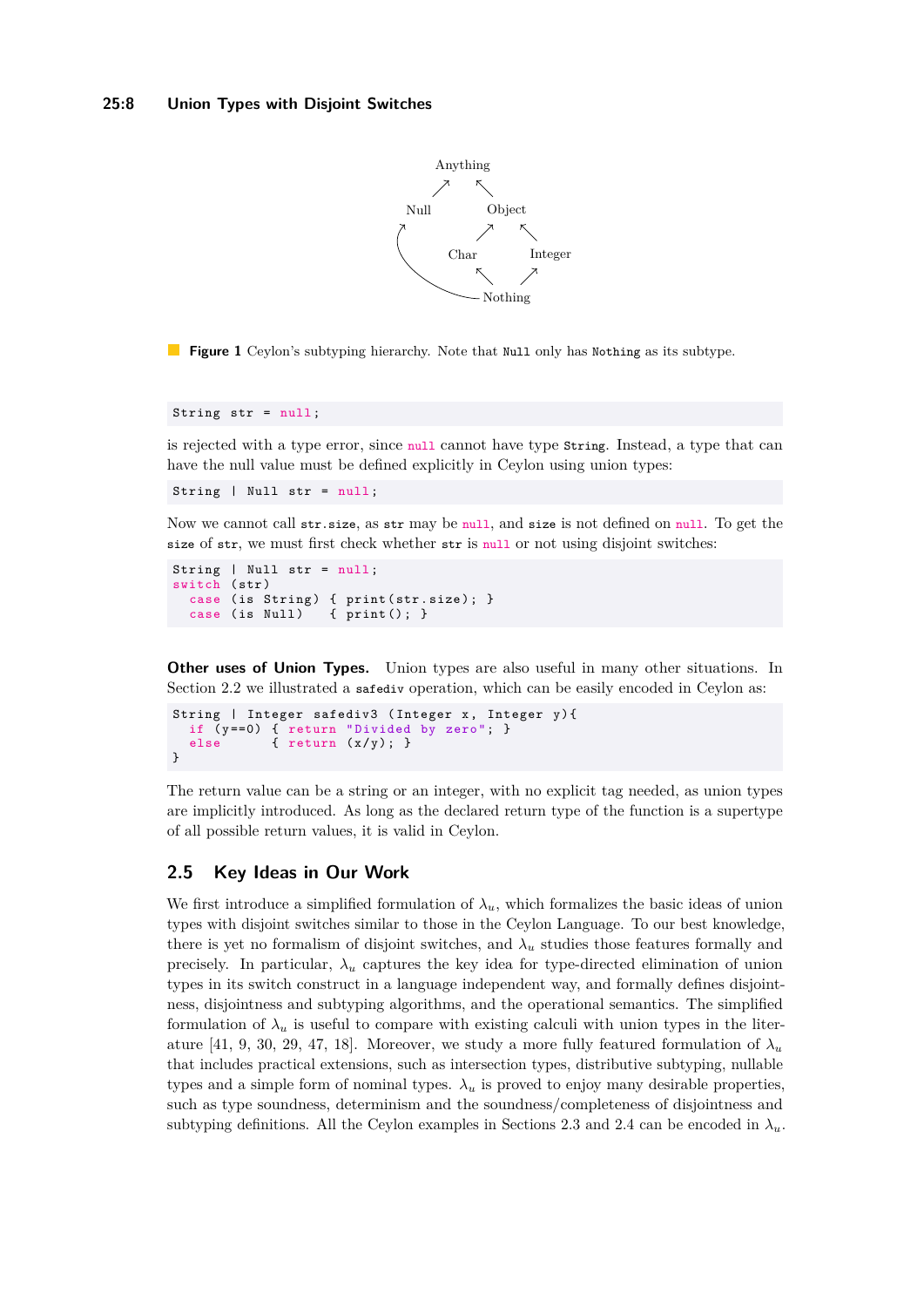Anything
Null   Object
Char   Integer
Nothing

**Figure 1** Ceylon's subtyping hierarchy. Note that `Null` only has `Nothing` as its subtype.

```
String str = null;
```

is rejected with a type error, since `null` cannot have type `String`. Instead, a type that can have the null value must be defined explicitly in Ceylon using union types:

```
String | Null str = null;
```

Now we cannot call `str.size`, as `str` may be `null`, and `size` is not defined on `null`. To get the `size` of `str`, we must first check whether `str` is `null` or not using disjoint switches:

```
String | Null str = null;
switch (str)
  case (is String) { print(str.size); }
  case (is Null)   { print(); }
```

**Other uses of Union Types.** Union types are also useful in many other situations. In Section 2.2 we illustrated a `safediv` operation, which can be easily encoded in Ceylon as:

```
String | Integer safediv3 (Integer x, Integer y){
  if (y==0) { return "Divided by zero"; }
  else      { return (x/y); }
}
```

The return value can be a string or an integer, with no explicit tag needed, as union types are implicitly introduced. As long as the declared return type of the function is a supertype of all possible return values, it is valid in Ceylon.

## 2.5 Key Ideas in Our Work

We first introduce a simplified formulation of $\lambda_u$, which formalizes the basic ideas of union types with disjoint switches similar to those in the Ceylon Language. To our best knowledge, there is yet no formalism of disjoint switches, and $\lambda_u$ studies those features formally and precisely. In particular, $\lambda_u$ captures the key idea for type-directed elimination of union types in its switch construct in a language independent way, and formally defines disjointness, disjointness and subtyping algorithms, and the operational semantics. The simplified formulation of $\lambda_u$ is useful to compare with existing calculi with union types in the literature [41, 9, 30, 29, 47, 18]. Moreover, we study a more fully featured formulation of $\lambda_u$ that includes practical extensions, such as intersection types, distributive subtyping, nullable types and a simple form of nominal types. $\lambda_u$ is proved to enjoy many desirable properties, such as type soundness, determinism and the soundness/completeness of disjointness and subtyping definitions. All the Ceylon examples in Sections 2.3 and 2.4 can be encoded in $\lambda_u$.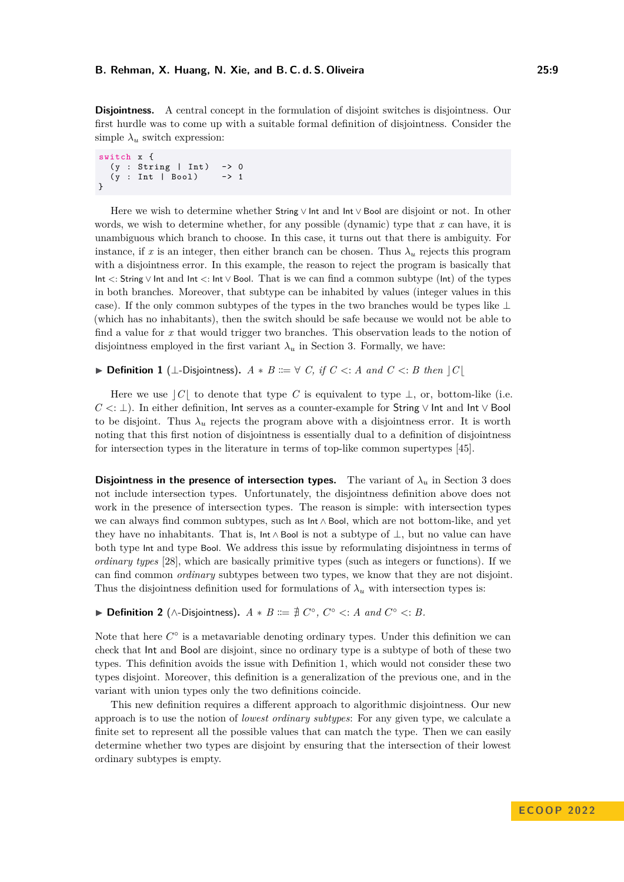**Disjointness.** A central concept in the formulation of disjoint switches is disjointness. Our first hurdle was to come up with a suitable formal definition of disjointness. Consider the simple $\lambda_u$ switch expression:

```
switch x {
  (y : String | Int)  -> 0
  (y : Int | Bool)    -> 1
}
```

Here we wish to determine whether $\mathsf{String} \vee \mathsf{Int}$ and $\mathsf{Int} \vee \mathsf{Bool}$ are disjoint or not. In other words, we wish to determine whether, for any possible (dynamic) type that $x$ can have, it is unambiguous which branch to choose. In this case, it turns out that there is ambiguity. For instance, if $x$ is an integer, then either branch can be chosen. Thus $\lambda_u$ rejects this program with a disjointness error. In this example, the reason to reject the program is basically that $\mathsf{Int} <: \mathsf{String} \vee \mathsf{Int}$ and $\mathsf{Int} <: \mathsf{Int} \vee \mathsf{Bool}$. That is we can find a common subtype ($\mathsf{Int}$) of the types in both branches. Moreover, that subtype can be inhabited by values (integer values in this case). If the only common subtypes of the types in the two branches would be types like $\bot$ (which has no inhabitants), then the switch should be safe because we would not be able to find a value for $x$ that would trigger two branches. This observation leads to the notion of disjointness employed in the first variant $\lambda_u$ in Section 3. Formally, we have:

▶ **Definition 1** ($\bot$-Disjointness). $A * B ::= \forall\ C,\ if\ C <: A\ and\ C <: B\ then\ \rfloor C \lfloor$

Here we use $\rfloor C \lfloor$ to denote that type $C$ is equivalent to type $\bot$, or, bottom-like (i.e. $C <: \bot$). In either definition, $\mathsf{Int}$ serves as a counter-example for $\mathsf{String} \vee \mathsf{Int}$ and $\mathsf{Int} \vee \mathsf{Bool}$ to be disjoint. Thus $\lambda_u$ rejects the program above with a disjointness error. It is worth noting that this first notion of disjointness is essentially dual to a definition of disjointness for intersection types in the literature in terms of top-like common supertypes [45].

**Disjointness in the presence of intersection types.** The variant of $\lambda_u$ in Section 3 does not include intersection types. Unfortunately, the disjointness definition above does not work in the presence of intersection types. The reason is simple: with intersection types we can always find common subtypes, such as $\mathsf{Int} \wedge \mathsf{Bool}$, which are not bottom-like, and yet they have no inhabitants. That is, $\mathsf{Int} \wedge \mathsf{Bool}$ is not a subtype of $\bot$, but no value can have both type $\mathsf{Int}$ and type $\mathsf{Bool}$. We address this issue by reformulating disjointness in terms of *ordinary types* [28], which are basically primitive types (such as integers or functions). If we can find common *ordinary* subtypes between two types, we know that they are not disjoint. Thus the disjointness definition used for formulations of $\lambda_u$ with intersection types is:

▶ **Definition 2** ($\wedge$-Disjointness). $A * B ::= \nexists\ C^\circ,\ C^\circ <: A\ and\ C^\circ <: B.$

Note that here $C^\circ$ is a metavariable denoting ordinary types. Under this definition we can check that $\mathsf{Int}$ and $\mathsf{Bool}$ are disjoint, since no ordinary type is a subtype of both of these two types. This definition avoids the issue with Definition 1, which would not consider these two types disjoint. Moreover, this definition is a generalization of the previous one, and in the variant with union types only the two definitions coincide.

This new definition requires a different approach to algorithmic disjointness. Our new approach is to use the notion of *lowest ordinary subtypes*: For any given type, we calculate a finite set to represent all the possible values that can match the type. Then we can easily determine whether two types are disjoint by ensuring that the intersection of their lowest ordinary subtypes is empty.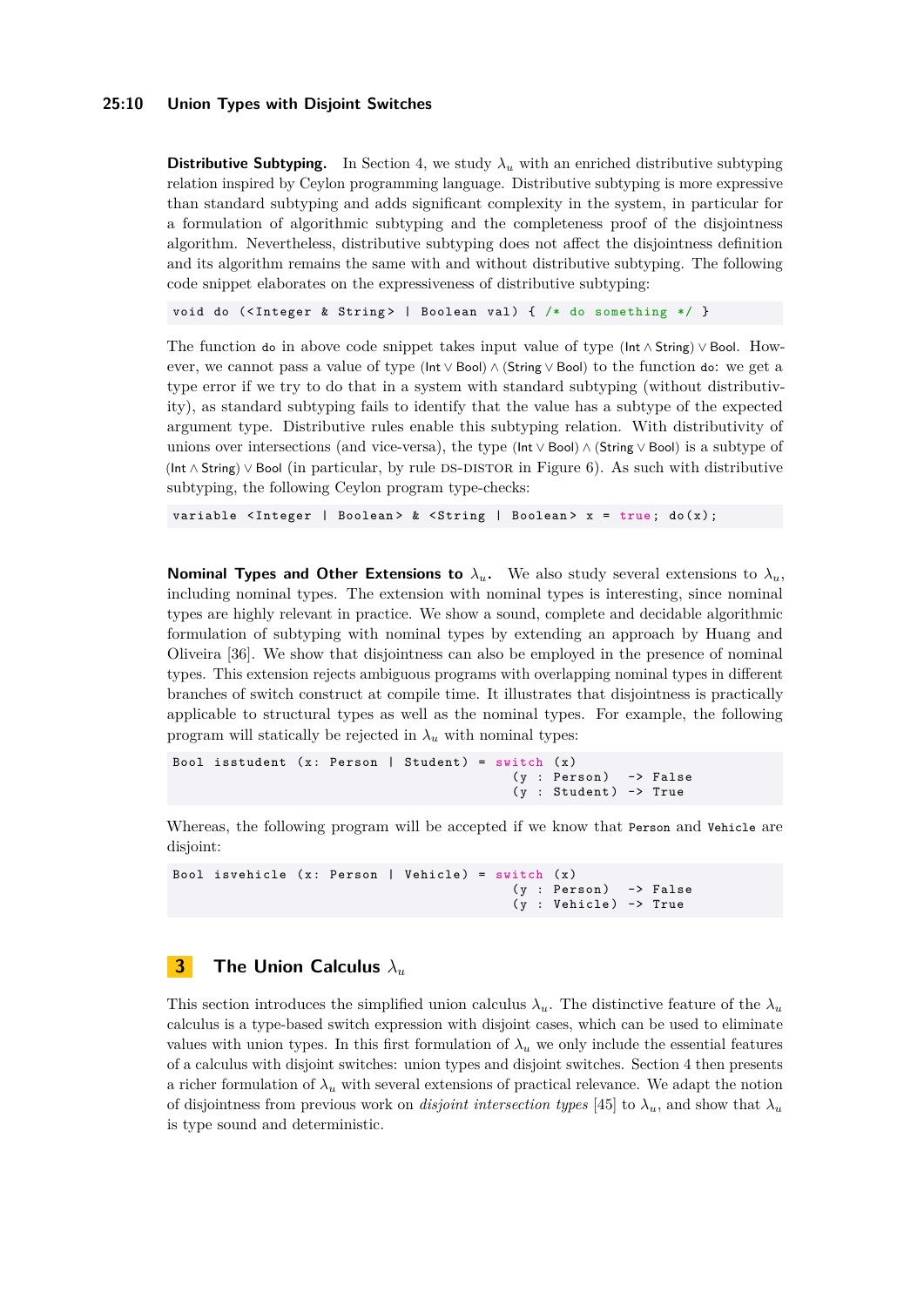**Distributive Subtyping.** In Section 4, we study $\lambda_u$ with an enriched distributive subtyping relation inspired by Ceylon programming language. Distributive subtyping is more expressive than standard subtyping and adds significant complexity in the system, in particular for a formulation of algorithmic subtyping and the completeness proof of the disjointness algorithm. Nevertheless, distributive subtyping does not affect the disjointness definition and its algorithm remains the same with and without distributive subtyping. The following code snippet elaborates on the expressiveness of distributive subtyping:

```
void do (<Integer & String> | Boolean val) { /* do something */ }
```

The function `do` in above code snippet takes input value of type $(\mathsf{Int} \wedge \mathsf{String}) \vee \mathsf{Bool}$. However, we cannot pass a value of type $(\mathsf{Int} \vee \mathsf{Bool}) \wedge (\mathsf{String} \vee \mathsf{Bool})$ to the function `do`: we get a type error if we try to do that in a system with standard subtyping (without distributivity), as standard subtyping fails to identify that the value has a subtype of the expected argument type. Distributive rules enable this subtyping relation. With distributivity of unions over intersections (and vice-versa), the type $(\mathsf{Int} \vee \mathsf{Bool}) \wedge (\mathsf{String} \vee \mathsf{Bool})$ is a subtype of $(\mathsf{Int} \wedge \mathsf{String}) \vee \mathsf{Bool}$ (in particular, by rule DS-DISTOR in Figure 6). As such with distributive subtyping, the following Ceylon program type-checks:

```
variable <Integer | Boolean> & <String | Boolean> x = true; do(x);
```

**Nominal Types and Other Extensions to $\lambda_u$.** We also study several extensions to $\lambda_u$, including nominal types. The extension with nominal types is interesting, since nominal types are highly relevant in practice. We show a sound, complete and decidable algorithmic formulation of subtyping with nominal types by extending an approach by Huang and Oliveira [36]. We show that disjointness can also be employed in the presence of nominal types. This extension rejects ambiguous programs with overlapping nominal types in different branches of switch construct at compile time. It illustrates that disjointness is practically applicable to structural types as well as the nominal types. For example, the following program will statically be rejected in $\lambda_u$ with nominal types:

```
Bool isstudent (x: Person | Student) = switch (x)
                                         (y : Person)  -> False
                                         (y : Student) -> True
```

Whereas, the following program will be accepted if we know that `Person` and `Vehicle` are disjoint:

```
Bool isvehicle (x: Person | Vehicle) = switch (x)
                                         (y : Person)  -> False
                                         (y : Vehicle) -> True
```

## 3 The Union Calculus $\lambda_u$

This section introduces the simplified union calculus $\lambda_u$. The distinctive feature of the $\lambda_u$ calculus is a type-based switch expression with disjoint cases, which can be used to eliminate values with union types. In this first formulation of $\lambda_u$ we only include the essential features of a calculus with disjoint switches: union types and disjoint switches. Section 4 then presents a richer formulation of $\lambda_u$ with several extensions of practical relevance. We adapt the notion of disjointness from previous work on *disjoint intersection types* [45] to $\lambda_u$, and show that $\lambda_u$ is type sound and deterministic.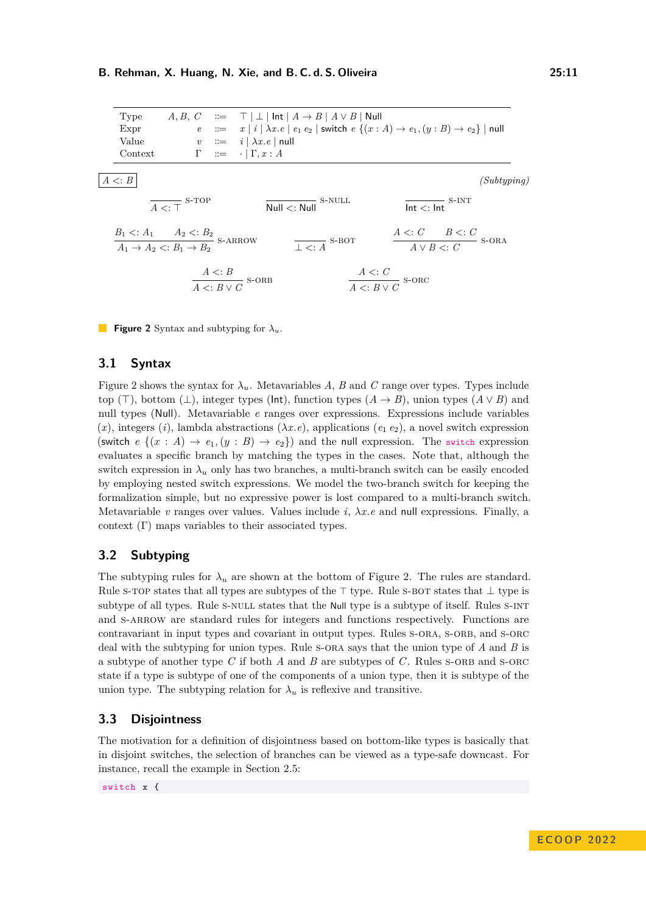| | | | |
|---|---|---|---|
| Type | $A, B, C$ | $::=$ | $\top \mid \bot \mid \mathsf{Int} \mid A \to B \mid A \vee B \mid \mathsf{Null}$ |
| Expr | $e$ | $::=$ | $x \mid i \mid \lambda x.e \mid e_1\ e_2 \mid \mathsf{switch}\ e\ \{(x : A) \to e_1, (y : B) \to e_2\} \mid \mathsf{null}$ |
| Value | $v$ | $::=$ | $i \mid \lambda x.e \mid \mathsf{null}$ |
| Context | $\Gamma$ | $::=$ | $\cdot \mid \Gamma, x : A$ |

$\boxed{A <: B}$ *(Subtyping)*

$$\frac{}{A <: \top}\ \text{S-TOP} \qquad \frac{}{\mathsf{Null} <: \mathsf{Null}}\ \text{S-NULL} \qquad \frac{}{\mathsf{Int} <: \mathsf{Int}}\ \text{S-INT}$$

$$\frac{B_1 <: A_1 \qquad A_2 <: B_2}{A_1 \to A_2 <: B_1 \to B_2}\ \text{S-ARROW} \qquad \frac{}{\bot <: A}\ \text{S-BOT} \qquad \frac{A <: C \qquad B <: C}{A \vee B <: C}\ \text{S-ORA}$$

$$\frac{A <: B}{A <: B \vee C}\ \text{S-ORB} \qquad \frac{A <: C}{A <: B \vee C}\ \text{S-ORC}$$

**Figure 2** Syntax and subtyping for $\lambda_u$.

## 3.1 Syntax

Figure 2 shows the syntax for $\lambda_u$. Metavariables $A$, $B$ and $C$ range over types. Types include top ($\top$), bottom ($\bot$), integer types ($\mathsf{Int}$), function types ($A \to B$), union types ($A \vee B$) and null types ($\mathsf{Null}$). Metavariable $e$ ranges over expressions. Expressions include variables ($x$), integers ($i$), lambda abstractions ($\lambda x.e$), applications ($e_1\ e_2$), a novel switch expression ($\mathsf{switch}\ e\ \{(x : A) \to e_1, (y : B) \to e_2\}$) and the null expression. The `switch` expression evaluates a specific branch by matching the types in the cases. Note that, although the switch expression in $\lambda_u$ only has two branches, a multi-branch switch can be easily encoded by employing nested switch expressions. We model the two-branch switch for keeping the formalization simple, but no expressive power is lost compared to a multi-branch switch. Metavariable $v$ ranges over values. Values include $i$, $\lambda x.e$ and null expressions. Finally, a context ($\Gamma$) maps variables to their associated types.

## 3.2 Subtyping

The subtyping rules for $\lambda_u$ are shown at the bottom of Figure 2. The rules are standard. Rule S-TOP states that all types are subtypes of the $\top$ type. Rule S-BOT states that $\bot$ type is subtype of all types. Rule S-NULL states that the Null type is a subtype of itself. Rules S-INT and S-ARROW are standard rules for integers and functions respectively. Functions are contravariant in input types and covariant in output types. Rules S-ORA, S-ORB, and S-ORC deal with the subtyping for union types. Rule S-ORA says that the union type of $A$ and $B$ is a subtype of another type $C$ if both $A$ and $B$ are subtypes of $C$. Rules S-ORB and S-ORC state if a type is subtype of one of the components of a union type, then it is subtype of the union type. The subtyping relation for $\lambda_u$ is reflexive and transitive.

## 3.3 Disjointness

The motivation for a definition of disjointness based on bottom-like types is basically that in disjoint switches, the selection of branches can be viewed as a type-safe downcast. For instance, recall the example in Section 2.5:

```
switch x {
```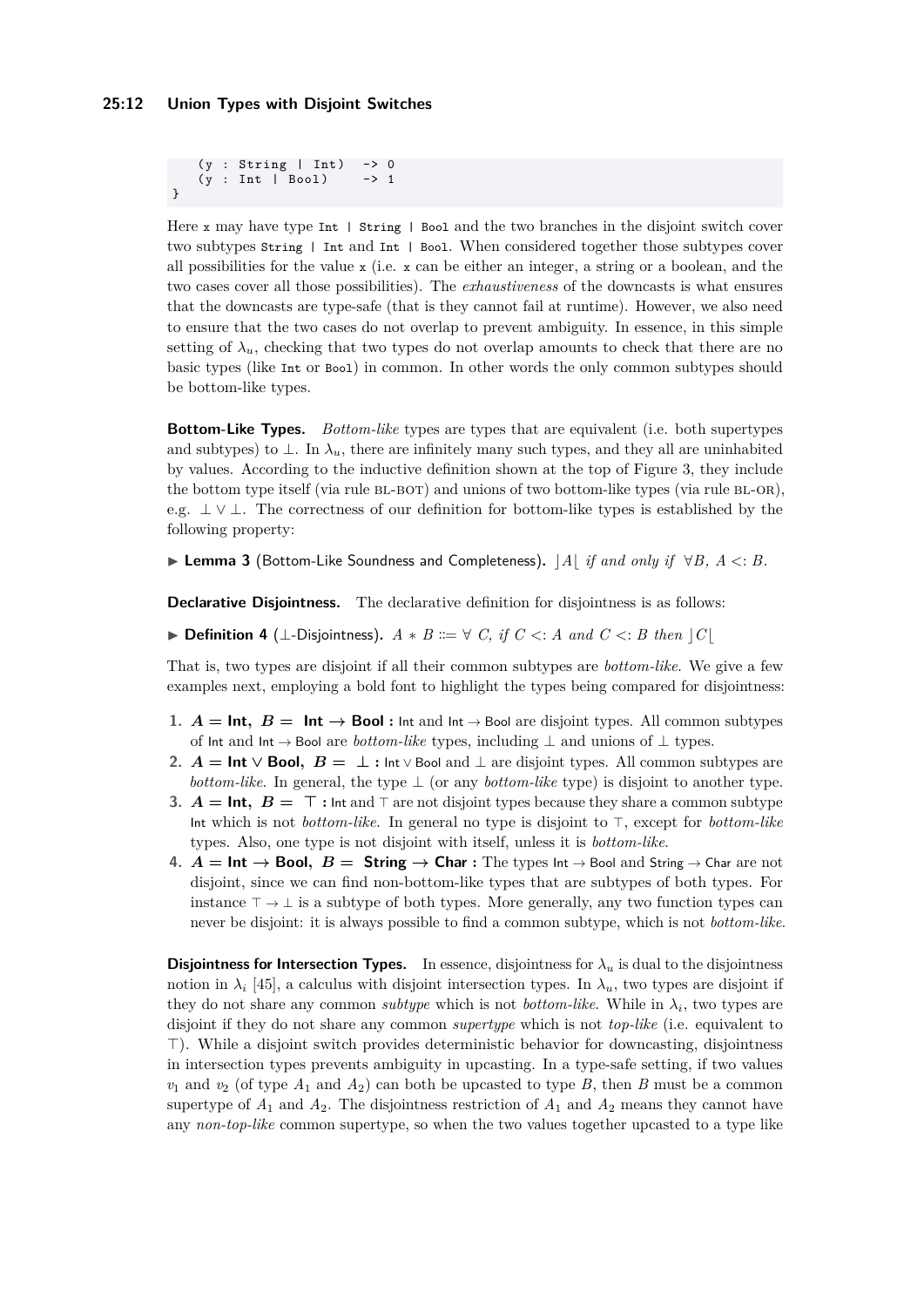```
    (y : String | Int)  -> 0
    (y : Int | Bool)    -> 1
}
```

Here `x` may have type `Int | String | Bool` and the two branches in the disjoint switch cover two subtypes `String | Int` and `Int | Bool`. When considered together those subtypes cover all possibilities for the value `x` (i.e. `x` can be either an integer, a string or a boolean, and the two cases cover all those possibilities). The *exhaustiveness* of the downcasts is what ensures that the downcasts are type-safe (that is they cannot fail at runtime). However, we also need to ensure that the two cases do not overlap to prevent ambiguity. In essence, in this simple setting of $\lambda_u$, checking that two types do not overlap amounts to check that there are no basic types (like `Int` or `Bool`) in common. In other words the only common subtypes should be bottom-like types.

**Bottom-Like Types.** *Bottom-like* types are types that are equivalent (i.e. both supertypes and subtypes) to $\bot$. In $\lambda_u$, there are infinitely many such types, and they all are uninhabited by values. According to the inductive definition shown at the top of Figure 3, they include the bottom type itself (via rule BL-BOT) and unions of two bottom-like types (via rule BL-OR), e.g. $\bot \vee \bot$. The correctness of our definition for bottom-like types is established by the following property:

▶ **Lemma 3** (Bottom-Like Soundness and Completeness). *$\rfloor A \lfloor$ if and only if $\forall B,\ A <: B$.*

**Declarative Disjointness.** The declarative definition for disjointness is as follows:

▶ **Definition 4** ($\bot$-Disjointness). *$A * B ::= \forall\ C$, if $C <: A$ and $C <: B$ then $\rfloor C \lfloor$*

That is, two types are disjoint if all their common subtypes are *bottom-like*. We give a few examples next, employing a bold font to highlight the types being compared for disjointness:

1. $\boldsymbol{A = \mathsf{Int},\ B = \mathsf{Int} \to \mathsf{Bool}}$ **:** $\mathsf{Int}$ and $\mathsf{Int} \to \mathsf{Bool}$ are disjoint types. All common subtypes of $\mathsf{Int}$ and $\mathsf{Int} \to \mathsf{Bool}$ are *bottom-like* types, including $\bot$ and unions of $\bot$ types.
2. $\boldsymbol{A = \mathsf{Int} \vee \mathsf{Bool},\ B = \bot}$ **:** $\mathsf{Int} \vee \mathsf{Bool}$ and $\bot$ are disjoint types. All common subtypes are *bottom-like*. In general, the type $\bot$ (or any *bottom-like* type) is disjoint to another type.
3. $\boldsymbol{A = \mathsf{Int},\ B = \top}$ **:** $\mathsf{Int}$ and $\top$ are not disjoint types because they share a common subtype $\mathsf{Int}$ which is not *bottom-like*. In general no type is disjoint to $\top$, except for *bottom-like* types. Also, one type is not disjoint with itself, unless it is *bottom-like*.
4. $\boldsymbol{A = \mathsf{Int} \to \mathsf{Bool},\ B = \mathsf{String} \to \mathsf{Char}}$ **:** The types $\mathsf{Int} \to \mathsf{Bool}$ and $\mathsf{String} \to \mathsf{Char}$ are not disjoint, since we can find non-bottom-like types that are subtypes of both types. For instance $\top \to \bot$ is a subtype of both types. More generally, any two function types can never be disjoint: it is always possible to find a common subtype, which is not *bottom-like*.

**Disjointness for Intersection Types.** In essence, disjointness for $\lambda_u$ is dual to the disjointness notion in $\lambda_i$ [45], a calculus with disjoint intersection types. In $\lambda_u$, two types are disjoint if they do not share any common *subtype* which is not *bottom-like*. While in $\lambda_i$, two types are disjoint if they do not share any common *supertype* which is not *top-like* (i.e. equivalent to $\top$). While a disjoint switch provides deterministic behavior for downcasting, disjointness in intersection types prevents ambiguity in upcasting. In a type-safe setting, if two values $v_1$ and $v_2$ (of type $A_1$ and $A_2$) can both be upcasted to type $B$, then $B$ must be a common supertype of $A_1$ and $A_2$. The disjointness restriction of $A_1$ and $A_2$ means they cannot have any *non-top-like* common supertype, so when the two values together upcasted to a type like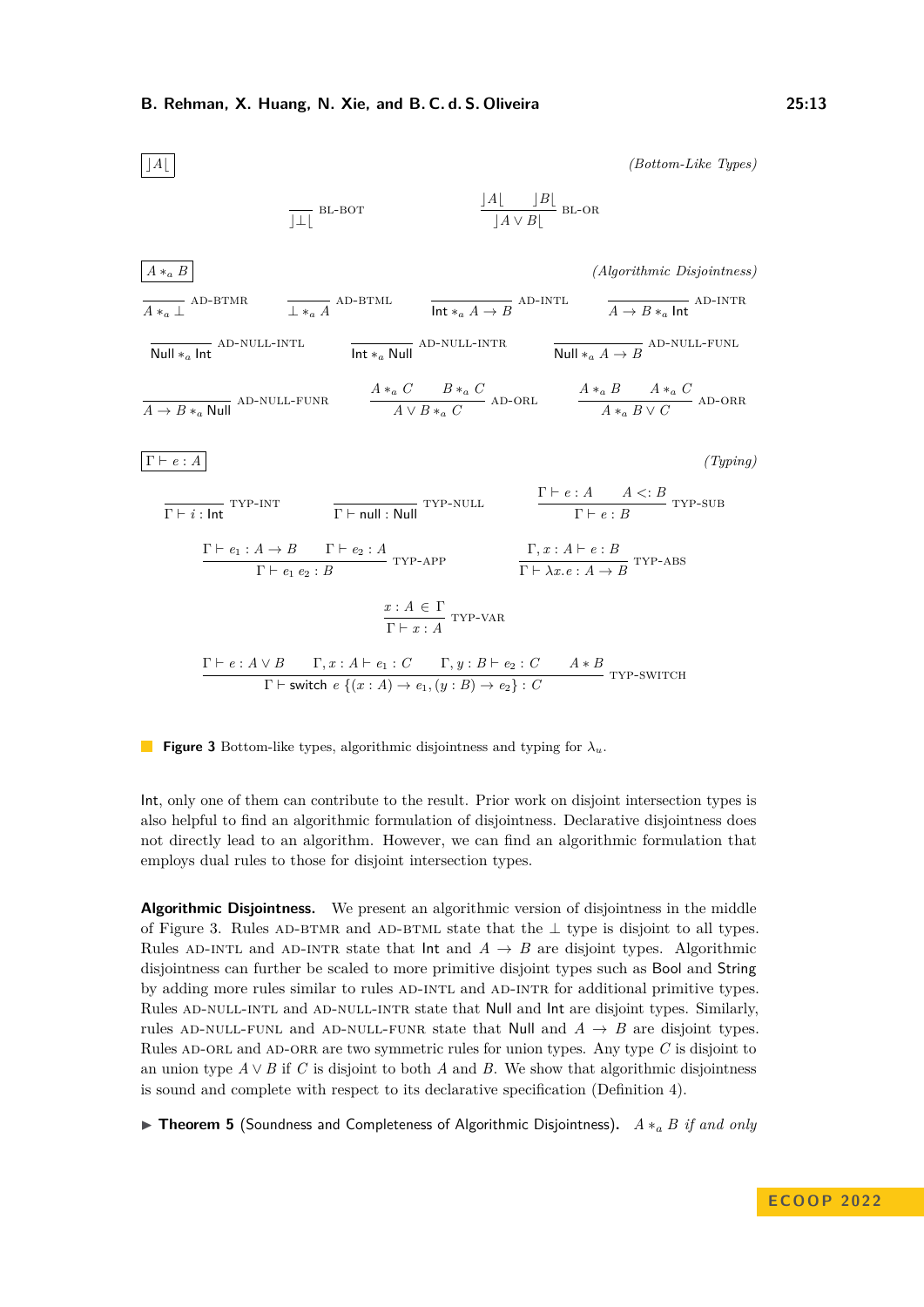$\boxed{\rfloor A \lfloor}$ *(Bottom-Like Types)*

$$\frac{}{\rfloor \bot \lfloor}\ \textsc{bl-bot} \qquad \frac{\rfloor A \lfloor \qquad \rfloor B \lfloor}{\rfloor A \vee B \lfloor}\ \textsc{bl-or}$$

$\boxed{A *_a B}$ *(Algorithmic Disjointness)*

$$\frac{}{A *_a \bot}\ \textsc{ad-btmr} \qquad \frac{}{\bot *_a A}\ \textsc{ad-btml} \qquad \frac{}{\mathsf{Int} *_a A \to B}\ \textsc{ad-intl} \qquad \frac{}{A \to B *_a \mathsf{Int}}\ \textsc{ad-intr}$$

$$\frac{}{\mathsf{Null} *_a \mathsf{Int}}\ \textsc{ad-null-intl} \qquad \frac{}{\mathsf{Int} *_a \mathsf{Null}}\ \textsc{ad-null-intr} \qquad \frac{}{\mathsf{Null} *_a A \to B}\ \textsc{ad-null-funl}$$

$$\frac{}{A \to B *_a \mathsf{Null}}\ \textsc{ad-null-funr} \qquad \frac{A *_a C \qquad B *_a C}{A \vee B *_a C}\ \textsc{ad-orl} \qquad \frac{A *_a B \qquad A *_a C}{A *_a B \vee C}\ \textsc{ad-orr}$$

$\boxed{\Gamma \vdash e : A}$ *(Typing)*

$$\frac{}{\Gamma \vdash i : \mathsf{Int}}\ \textsc{typ-int} \qquad \frac{}{\Gamma \vdash \mathsf{null} : \mathsf{Null}}\ \textsc{typ-null} \qquad \frac{\Gamma \vdash e : A \qquad A <: B}{\Gamma \vdash e : B}\ \textsc{typ-sub}$$

$$\frac{\Gamma \vdash e_1 : A \to B \qquad \Gamma \vdash e_2 : A}{\Gamma \vdash e_1\ e_2 : B}\ \textsc{typ-app} \qquad \frac{\Gamma, x : A \vdash e : B}{\Gamma \vdash \lambda x.e : A \to B}\ \textsc{typ-abs}$$

$$\frac{x : A \in \Gamma}{\Gamma \vdash x : A}\ \textsc{typ-var}$$

$$\frac{\Gamma \vdash e : A \vee B \qquad \Gamma, x : A \vdash e_1 : C \qquad \Gamma, y : B \vdash e_2 : C \qquad A * B}{\Gamma \vdash \mathsf{switch}\ e\ \{(x : A) \to e_1, (y : B) \to e_2\} : C}\ \textsc{typ-switch}$$

**Figure 3** Bottom-like types, algorithmic disjointness and typing for $\lambda_u$.

Int, only one of them can contribute to the result. Prior work on disjoint intersection types is also helpful to find an algorithmic formulation of disjointness. Declarative disjointness does not directly lead to an algorithm. However, we can find an algorithmic formulation that employs dual rules to those for disjoint intersection types.

**Algorithmic Disjointness.** We present an algorithmic version of disjointness in the middle of Figure 3. Rules AD-BTMR and AD-BTML state that the $\bot$ type is disjoint to all types. Rules AD-INTL and AD-INTR state that Int and $A \to B$ are disjoint types. Algorithmic disjointness can further be scaled to more primitive disjoint types such as Bool and String by adding more rules similar to rules AD-INTL and AD-INTR for additional primitive types. Rules AD-NULL-INTL and AD-NULL-INTR state that Null and Int are disjoint types. Similarly, rules AD-NULL-FUNL and AD-NULL-FUNR state that Null and $A \to B$ are disjoint types. Rules AD-ORL and AD-ORR are two symmetric rules for union types. Any type $C$ is disjoint to an union type $A \vee B$ if $C$ is disjoint to both $A$ and $B$. We show that algorithmic disjointness is sound and complete with respect to its declarative specification (Definition 4).

▶ **Theorem 5** (Soundness and Completeness of Algorithmic Disjointness). *$A *_a B$ if and only*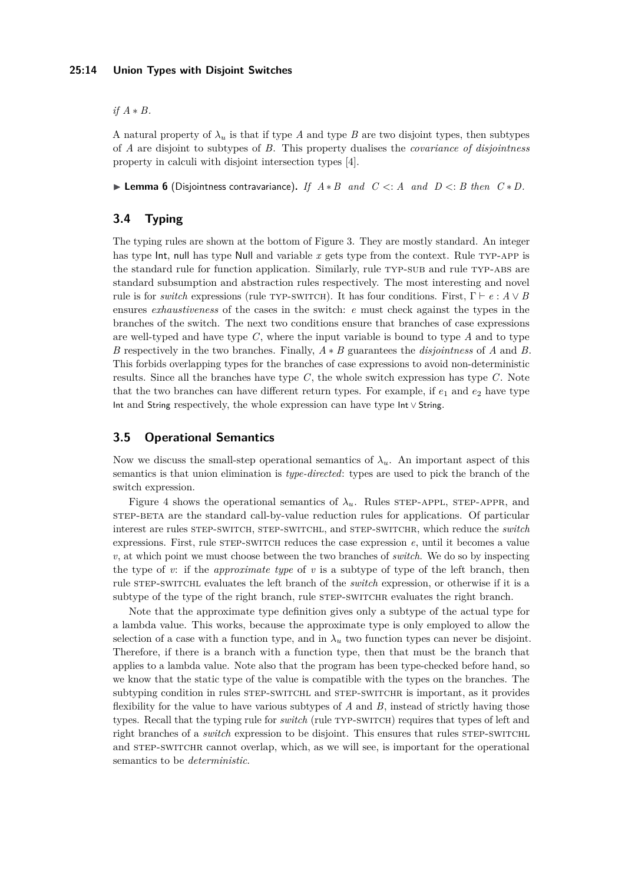*if* $A * B$.

A natural property of $\lambda_u$ is that if type $A$ and type $B$ are two disjoint types, then subtypes of $A$ are disjoint to subtypes of $B$. This property dualises the *covariance of disjointness* property in calculi with disjoint intersection types [4].

▶ **Lemma 6** (Disjointness contravariance). *If* $A * B$ *and* $C <: A$ *and* $D <: B$ *then* $C * D$.

## 3.4 Typing

The typing rules are shown at the bottom of Figure 3. They are mostly standard. An integer has type Int, null has type Null and variable $x$ gets type from the context. Rule TYP-APP is the standard rule for function application. Similarly, rule TYP-SUB and rule TYP-ABS are standard subsumption and abstraction rules respectively. The most interesting and novel rule is for *switch* expressions (rule TYP-SWITCH). It has four conditions. First, $\Gamma \vdash e : A \vee B$ ensures *exhaustiveness* of the cases in the switch: $e$ must check against the types in the branches of the switch. The next two conditions ensure that branches of case expressions are well-typed and have type $C$, where the input variable is bound to type $A$ and to type $B$ respectively in the two branches. Finally, $A * B$ guarantees the *disjointness* of $A$ and $B$. This forbids overlapping types for the branches of case expressions to avoid non-deterministic results. Since all the branches have type $C$, the whole switch expression has type $C$. Note that the two branches can have different return types. For example, if $e_1$ and $e_2$ have type Int and String respectively, the whole expression can have type Int $\vee$ String.

## 3.5 Operational Semantics

Now we discuss the small-step operational semantics of $\lambda_u$. An important aspect of this semantics is that union elimination is *type-directed*: types are used to pick the branch of the switch expression.

Figure 4 shows the operational semantics of $\lambda_u$. Rules STEP-APPL, STEP-APPR, and STEP-BETA are the standard call-by-value reduction rules for applications. Of particular interest are rules STEP-SWITCH, STEP-SWITCHL, and STEP-SWITCHR, which reduce the *switch* expressions. First, rule STEP-SWITCH reduces the case expression $e$, until it becomes a value $v$, at which point we must choose between the two branches of *switch*. We do so by inspecting the type of $v$: if the *approximate type* of $v$ is a subtype of type of the left branch, then rule STEP-SWITCHL evaluates the left branch of the *switch* expression, or otherwise if it is a subtype of the type of the right branch, rule STEP-SWITCHR evaluates the right branch.

Note that the approximate type definition gives only a subtype of the actual type for a lambda value. This works, because the approximate type is only employed to allow the selection of a case with a function type, and in $\lambda_u$ two function types can never be disjoint. Therefore, if there is a branch with a function type, then that must be the branch that applies to a lambda value. Note also that the program has been type-checked before hand, so we know that the static type of the value is compatible with the types on the branches. The subtyping condition in rules STEP-SWITCHL and STEP-SWITCHR is important, as it provides flexibility for the value to have various subtypes of $A$ and $B$, instead of strictly having those types. Recall that the typing rule for *switch* (rule TYP-SWITCH) requires that types of left and right branches of a *switch* expression to be disjoint. This ensures that rules STEP-SWITCHL and STEP-SWITCHR cannot overlap, which, as we will see, is important for the operational semantics to be *deterministic*.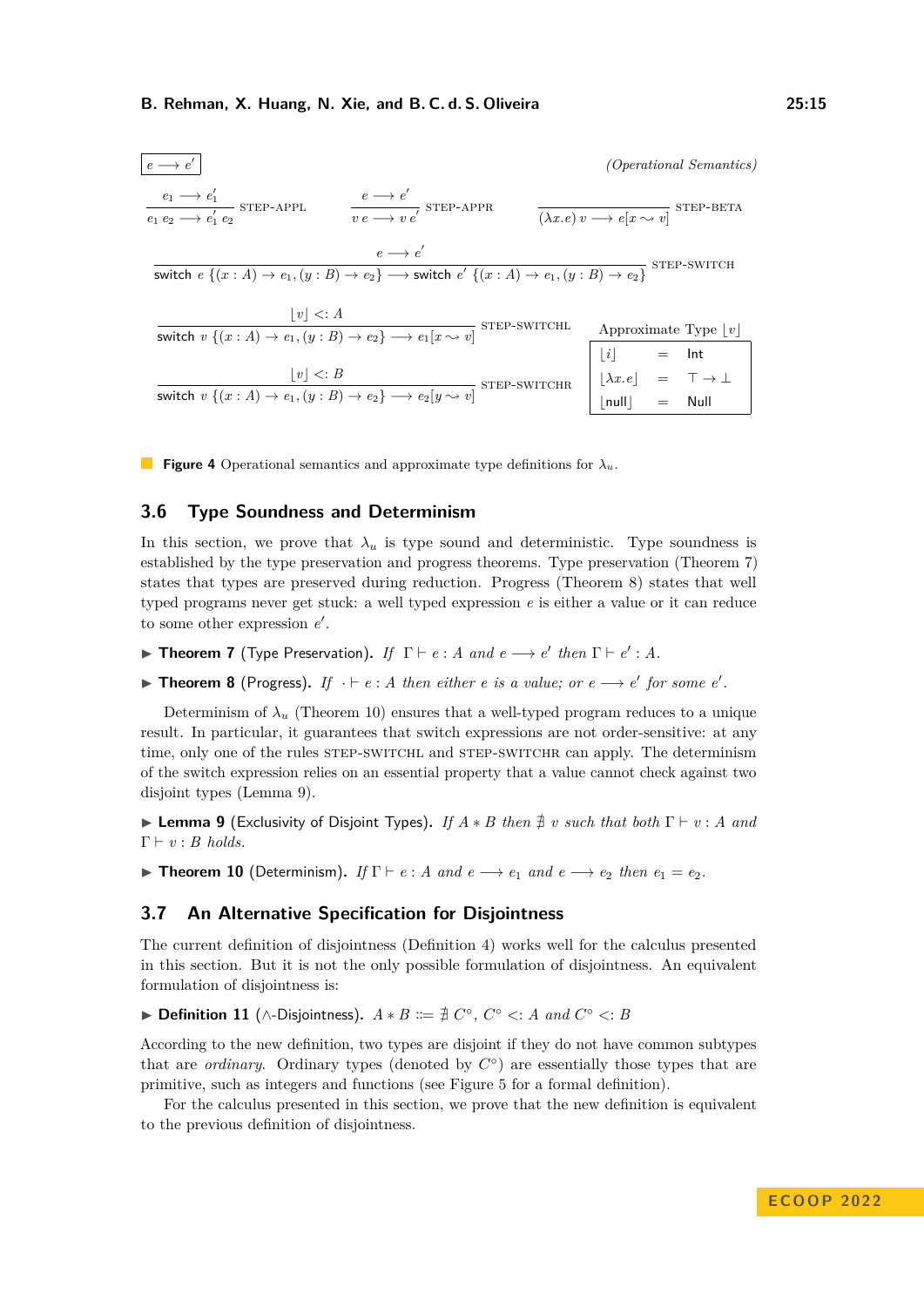$\boxed{e \longrightarrow e'}$ *(Operational Semantics)*

$$\frac{e_1 \longrightarrow e_1'}{e_1\ e_2 \longrightarrow e_1'\ e_2}\ \text{STEP-APPL} \qquad \frac{e \longrightarrow e'}{v\ e \longrightarrow v\ e'}\ \text{STEP-APPR} \qquad \frac{}{(\lambda x.e)\ v \longrightarrow e[x \rightsquigarrow v]}\ \text{STEP-BETA}$$

$$\frac{e \longrightarrow e'}{\mathsf{switch}\ e\ \{(x:A) \to e_1, (y:B) \to e_2\} \longrightarrow \mathsf{switch}\ e'\ \{(x:A) \to e_1, (y:B) \to e_2\}}\ \text{STEP-SWITCH}$$

$$\frac{\lfloor v \rfloor <: A}{\mathsf{switch}\ v\ \{(x:A) \to e_1, (y:B) \to e_2\} \longrightarrow e_1[x \rightsquigarrow v]}\ \text{STEP-SWITCHL}$$

$$\frac{\lfloor v \rfloor <: B}{\mathsf{switch}\ v\ \{(x:A) \to e_1, (y:B) \to e_2\} \longrightarrow e_2[y \rightsquigarrow v]}\ \text{STEP-SWITCHR}$$

Approximate Type $\lfloor v \rfloor$

| | | |
|---|---|---|
| $\lfloor i \rfloor$ | $=$ | Int |
| $\lfloor \lambda x.e \rfloor$ | $=$ | $\top \to \bot$ |
| $\lfloor \mathsf{null} \rfloor$ | $=$ | Null |

**Figure 4** Operational semantics and approximate type definitions for $\lambda_u$.

## 3.6 Type Soundness and Determinism

In this section, we prove that $\lambda_u$ is type sound and deterministic. Type soundness is established by the type preservation and progress theorems. Type preservation (Theorem 7) states that types are preserved during reduction. Progress (Theorem 8) states that well typed programs never get stuck: a well typed expression $e$ is either a value or it can reduce to some other expression $e'$.

▶ **Theorem 7** (Type Preservation). *If* $\Gamma \vdash e : A$ *and* $e \longrightarrow e'$ *then* $\Gamma \vdash e' : A$.

▶ **Theorem 8** (Progress). *If* $\cdot \vdash e : A$ *then either* $e$ *is a value; or* $e \longrightarrow e'$ *for some* $e'$.

Determinism of $\lambda_u$ (Theorem 10) ensures that a well-typed program reduces to a unique result. In particular, it guarantees that switch expressions are not order-sensitive: at any time, only one of the rules STEP-SWITCHL and STEP-SWITCHR can apply. The determinism of the switch expression relies on an essential property that a value cannot check against two disjoint types (Lemma 9).

▶ **Lemma 9** (Exclusivity of Disjoint Types). *If* $A * B$ *then* $\nexists\ v$ *such that both* $\Gamma \vdash v : A$ *and* $\Gamma \vdash v : B$ *holds.*

▶ **Theorem 10** (Determinism). *If* $\Gamma \vdash e : A$ *and* $e \longrightarrow e_1$ *and* $e \longrightarrow e_2$ *then* $e_1 = e_2$.

## 3.7 An Alternative Specification for Disjointness

The current definition of disjointness (Definition 4) works well for the calculus presented in this section. But it is not the only possible formulation of disjointness. An equivalent formulation of disjointness is:

▶ **Definition 11** ($\wedge$-Disjointness). $A * B ::= \nexists\ C^\circ,\ C^\circ <: A$ *and* $C^\circ <: B$

According to the new definition, two types are disjoint if they do not have common subtypes that are *ordinary*. Ordinary types (denoted by $C^\circ$) are essentially those types that are primitive, such as integers and functions (see Figure 5 for a formal definition).

For the calculus presented in this section, we prove that the new definition is equivalent to the previous definition of disjointness.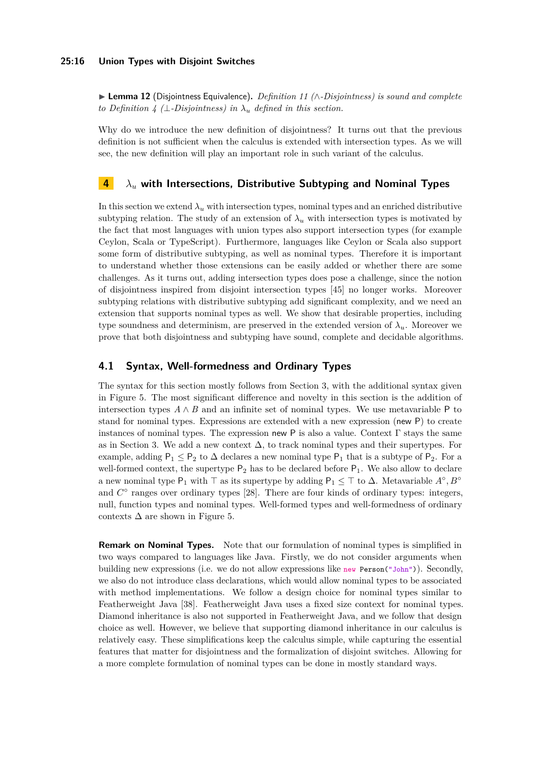▶ **Lemma 12** (Disjointness Equivalence). *Definition 11 (∧-Disjointness) is sound and complete to Definition 4 (⊥-Disjointness) in $\lambda_u$ defined in this section.*

Why do we introduce the new definition of disjointness? It turns out that the previous definition is not sufficient when the calculus is extended with intersection types. As we will see, the new definition will play an important role in such variant of the calculus.

## 4 $\lambda_u$ with Intersections, Distributive Subtyping and Nominal Types

In this section we extend $\lambda_u$ with intersection types, nominal types and an enriched distributive subtyping relation. The study of an extension of $\lambda_u$ with intersection types is motivated by the fact that most languages with union types also support intersection types (for example Ceylon, Scala or TypeScript). Furthermore, languages like Ceylon or Scala also support some form of distributive subtyping, as well as nominal types. Therefore it is important to understand whether those extensions can be easily added or whether there are some challenges. As it turns out, adding intersection types does pose a challenge, since the notion of disjointness inspired from disjoint intersection types [45] no longer works. Moreover subtyping relations with distributive subtyping add significant complexity, and we need an extension that supports nominal types as well. We show that desirable properties, including type soundness and determinism, are preserved in the extended version of $\lambda_u$. Moreover we prove that both disjointness and subtyping have sound, complete and decidable algorithms.

### 4.1 Syntax, Well-formedness and Ordinary Types

The syntax for this section mostly follows from Section 3, with the additional syntax given in Figure 5. The most significant difference and novelty in this section is the addition of intersection types $A \wedge B$ and an infinite set of nominal types. We use metavariable $\mathsf{P}$ to stand for nominal types. Expressions are extended with a new expression ($\mathsf{new}\ \mathsf{P}$) to create instances of nominal types. The expression $\mathsf{new}\ \mathsf{P}$ is also a value. Context $\Gamma$ stays the same as in Section 3. We add a new context $\Delta$, to track nominal types and their supertypes. For example, adding $\mathsf{P}_1 \leq \mathsf{P}_2$ to $\Delta$ declares a new nominal type $\mathsf{P}_1$ that is a subtype of $\mathsf{P}_2$. For a well-formed context, the supertype $\mathsf{P}_2$ has to be declared before $\mathsf{P}_1$. We also allow to declare a new nominal type $\mathsf{P}_1$ with $\top$ as its supertype by adding $\mathsf{P}_1 \leq \top$ to $\Delta$. Metavariable $A^\circ, B^\circ$ and $C^\circ$ ranges over ordinary types [28]. There are four kinds of ordinary types: integers, null, function types and nominal types. Well-formed types and well-formedness of ordinary contexts $\Delta$ are shown in Figure 5.

**Remark on Nominal Types.** Note that our formulation of nominal types is simplified in two ways compared to languages like Java. Firstly, we do not consider arguments when building new expressions (i.e. we do not allow expressions like `new Person("John")`). Secondly, we also do not introduce class declarations, which would allow nominal types to be associated with method implementations. We follow a design choice for nominal types similar to Featherweight Java [38]. Featherweight Java uses a fixed size context for nominal types. Diamond inheritance is also not supported in Featherweight Java, and we follow that design choice as well. However, we believe that supporting diamond inheritance in our calculus is relatively easy. These simplifications keep the calculus simple, while capturing the essential features that matter for disjointness and the formalization of disjoint switches. Allowing for a more complete formulation of nominal types can be done in mostly standard ways.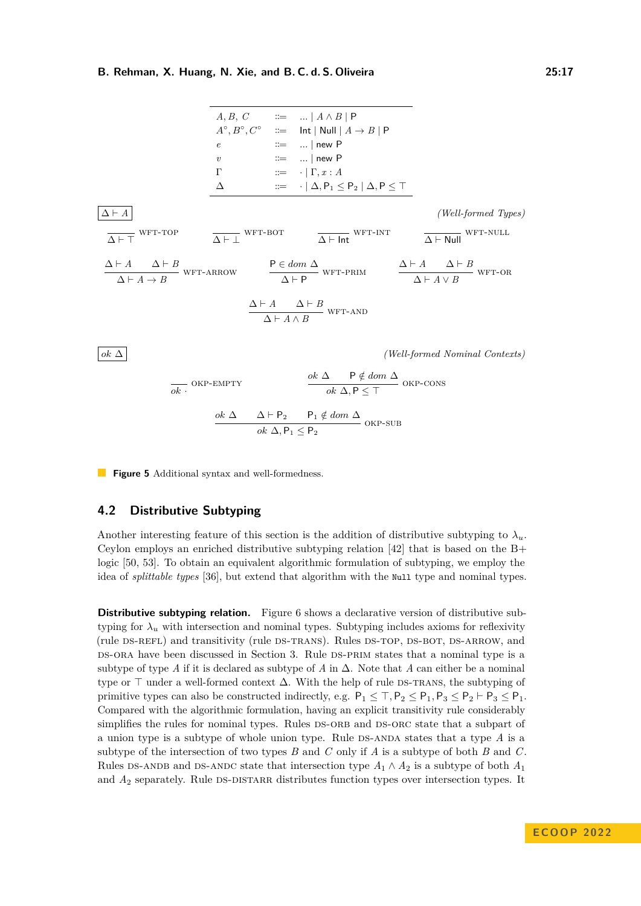$$
\begin{array}{lcl}
A, B, C & ::= & \ldots \mid A \wedge B \mid \mathsf{P} \\
A^\circ, B^\circ, C^\circ & ::= & \mathsf{Int} \mid \mathsf{Null} \mid A \to B \mid \mathsf{P} \\
e & ::= & \ldots \mid \mathsf{new}\ \mathsf{P} \\
v & ::= & \ldots \mid \mathsf{new}\ \mathsf{P} \\
\Gamma & ::= & \cdot \mid \Gamma, x : A \\
\Delta & ::= & \cdot \mid \Delta, \mathsf{P}_1 \le \mathsf{P}_2 \mid \Delta, \mathsf{P} \le \top
\end{array}
$$

$\boxed{\Delta \vdash A}$ *(Well-formed Types)*

$$
\frac{}{\Delta \vdash \top}\ \text{WFT-TOP}
\qquad
\frac{}{\Delta \vdash \bot}\ \text{WFT-BOT}
\qquad
\frac{}{\Delta \vdash \mathsf{Int}}\ \text{WFT-INT}
\qquad
\frac{}{\Delta \vdash \mathsf{Null}}\ \text{WFT-NULL}
$$

$$
\frac{\Delta \vdash A \qquad \Delta \vdash B}{\Delta \vdash A \to B}\ \text{WFT-ARROW}
\qquad
\frac{\mathsf{P} \in dom\ \Delta}{\Delta \vdash \mathsf{P}}\ \text{WFT-PRIM}
\qquad
\frac{\Delta \vdash A \qquad \Delta \vdash B}{\Delta \vdash A \vee B}\ \text{WFT-OR}
$$

$$
\frac{\Delta \vdash A \qquad \Delta \vdash B}{\Delta \vdash A \wedge B}\ \text{WFT-AND}
$$

$\boxed{ok\ \Delta}$ *(Well-formed Nominal Contexts)*

$$
\frac{}{ok\ \cdot}\ \text{OKP-EMPTY}
\qquad
\frac{ok\ \Delta \qquad \mathsf{P} \notin dom\ \Delta}{ok\ \Delta, \mathsf{P} \le \top}\ \text{OKP-CONS}
$$

$$
\frac{ok\ \Delta \qquad \Delta \vdash \mathsf{P}_2 \qquad \mathsf{P}_1 \notin dom\ \Delta}{ok\ \Delta, \mathsf{P}_1 \le \mathsf{P}_2}\ \text{OKP-SUB}
$$

**Figure 5** Additional syntax and well-formedness.

## 4.2 Distributive Subtyping

Another interesting feature of this section is the addition of distributive subtyping to $\lambda_u$. Ceylon employs an enriched distributive subtyping relation [42] that is based on the B+ logic [50, 53]. To obtain an equivalent algorithmic formulation of subtyping, we employ the idea of *splittable types* [36], but extend that algorithm with the `Null` type and nominal types.

**Distributive subtyping relation.** Figure 6 shows a declarative version of distributive subtyping for $\lambda_u$ with intersection and nominal types. Subtyping includes axioms for reflexivity (rule DS-REFL) and transitivity (rule DS-TRANS). Rules DS-TOP, DS-BOT, DS-ARROW, and DS-ORA have been discussed in Section 3. Rule DS-PRIM states that a nominal type is a subtype of type $A$ if it is declared as subtype of $A$ in $\Delta$. Note that $A$ can either be a nominal type or $\top$ under a well-formed context $\Delta$. With the help of rule DS-TRANS, the subtyping of primitive types can also be constructed indirectly, e.g. $\mathsf{P}_1 \le \top, \mathsf{P}_2 \le \mathsf{P}_1, \mathsf{P}_3 \le \mathsf{P}_2 \vdash \mathsf{P}_3 \le \mathsf{P}_1$. Compared with the algorithmic formulation, having an explicit transitivity rule considerably simplifies the rules for nominal types. Rules DS-ORB and DS-ORC state that a subpart of a union type is a subtype of whole union type. Rule DS-ANDA states that a type $A$ is a subtype of the intersection of two types $B$ and $C$ only if $A$ is a subtype of both $B$ and $C$. Rules DS-ANDB and DS-ANDC state that intersection type $A_1 \wedge A_2$ is a subtype of both $A_1$ and $A_2$ separately. Rule DS-DISTARR distributes function types over intersection types. It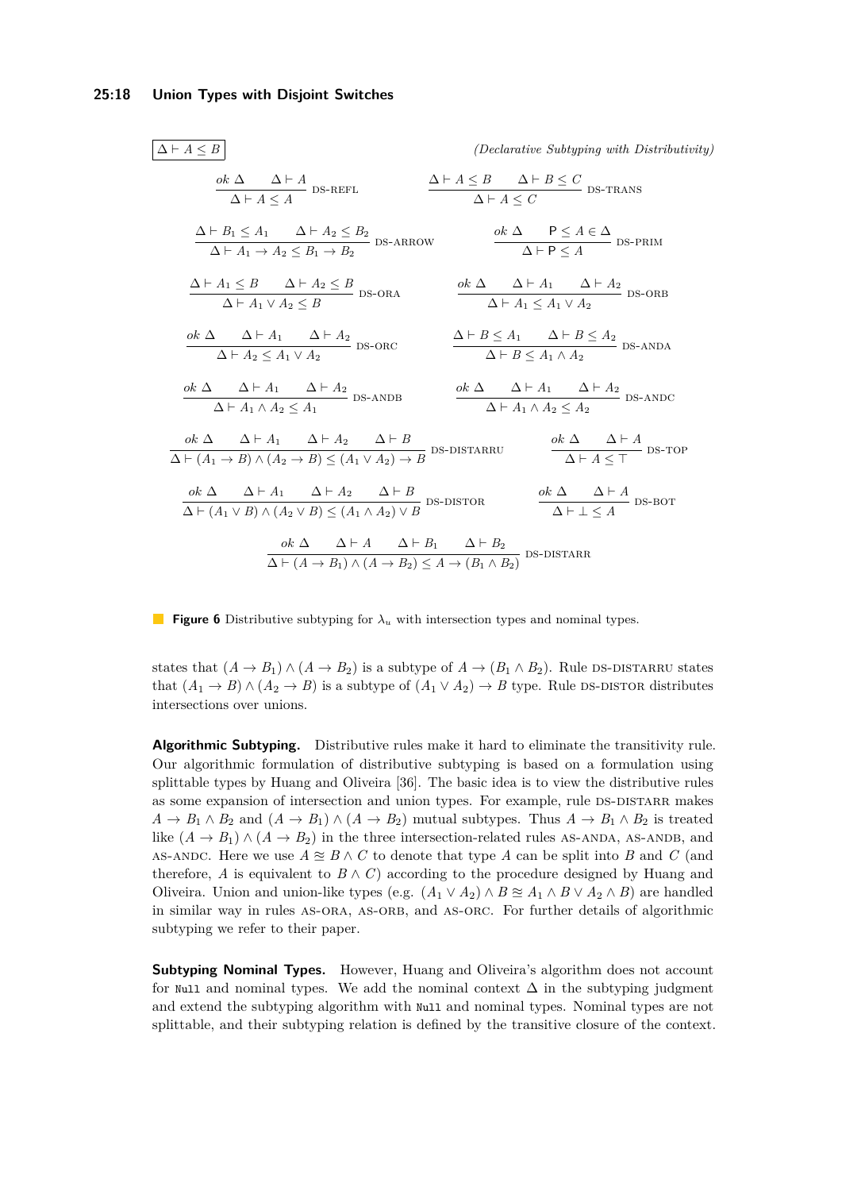$\boxed{\Delta \vdash A \leq B}$ *(Declarative Subtyping with Distributivity)*

$$\frac{ok\ \Delta \qquad \Delta \vdash A}{\Delta \vdash A \leq A}\ \text{DS-REFL} \qquad \frac{\Delta \vdash A \leq B \qquad \Delta \vdash B \leq C}{\Delta \vdash A \leq C}\ \text{DS-TRANS}$$

$$\frac{\Delta \vdash B_1 \leq A_1 \qquad \Delta \vdash A_2 \leq B_2}{\Delta \vdash A_1 \to A_2 \leq B_1 \to B_2}\ \text{DS-ARROW} \qquad \frac{ok\ \Delta \qquad \mathsf{P} \leq A \in \Delta}{\Delta \vdash \mathsf{P} \leq A}\ \text{DS-PRIM}$$

$$\frac{\Delta \vdash A_1 \leq B \qquad \Delta \vdash A_2 \leq B}{\Delta \vdash A_1 \vee A_2 \leq B}\ \text{DS-ORA} \qquad \frac{ok\ \Delta \qquad \Delta \vdash A_1 \qquad \Delta \vdash A_2}{\Delta \vdash A_1 \leq A_1 \vee A_2}\ \text{DS-ORB}$$

$$\frac{ok\ \Delta \qquad \Delta \vdash A_1 \qquad \Delta \vdash A_2}{\Delta \vdash A_2 \leq A_1 \vee A_2}\ \text{DS-ORC} \qquad \frac{\Delta \vdash B \leq A_1 \qquad \Delta \vdash B \leq A_2}{\Delta \vdash B \leq A_1 \wedge A_2}\ \text{DS-ANDA}$$

$$\frac{ok\ \Delta \qquad \Delta \vdash A_1 \qquad \Delta \vdash A_2}{\Delta \vdash A_1 \wedge A_2 \leq A_1}\ \text{DS-ANDB} \qquad \frac{ok\ \Delta \qquad \Delta \vdash A_1 \qquad \Delta \vdash A_2}{\Delta \vdash A_1 \wedge A_2 \leq A_2}\ \text{DS-ANDC}$$

$$\frac{ok\ \Delta \qquad \Delta \vdash A_1 \qquad \Delta \vdash A_2 \qquad \Delta \vdash B}{\Delta \vdash (A_1 \to B) \wedge (A_2 \to B) \leq (A_1 \vee A_2) \to B}\ \text{DS-DISTARRU} \qquad \frac{ok\ \Delta \qquad \Delta \vdash A}{\Delta \vdash A \leq \top}\ \text{DS-TOP}$$

$$\frac{ok\ \Delta \qquad \Delta \vdash A_1 \qquad \Delta \vdash A_2 \qquad \Delta \vdash B}{\Delta \vdash (A_1 \vee B) \wedge (A_2 \vee B) \leq (A_1 \wedge A_2) \vee B}\ \text{DS-DISTOR} \qquad \frac{ok\ \Delta \qquad \Delta \vdash A}{\Delta \vdash \bot \leq A}\ \text{DS-BOT}$$

$$\frac{ok\ \Delta \qquad \Delta \vdash A \qquad \Delta \vdash B_1 \qquad \Delta \vdash B_2}{\Delta \vdash (A \to B_1) \wedge (A \to B_2) \leq A \to (B_1 \wedge B_2)}\ \text{DS-DISTARR}$$

**Figure 6** Distributive subtyping for $\lambda_u$ with intersection types and nominal types.

states that $(A \to B_1) \wedge (A \to B_2)$ is a subtype of $A \to (B_1 \wedge B_2)$. Rule DS-DISTARRU states that $(A_1 \to B) \wedge (A_2 \to B)$ is a subtype of $(A_1 \vee A_2) \to B$ type. Rule DS-DISTOR distributes intersections over unions.

**Algorithmic Subtyping.** Distributive rules make it hard to eliminate the transitivity rule. Our algorithmic formulation of distributive subtyping is based on a formulation using splittable types by Huang and Oliveira [36]. The basic idea is to view the distributive rules as some expansion of intersection and union types. For example, rule DS-DISTARR makes $A \to B_1 \wedge B_2$ and $(A \to B_1) \wedge (A \to B_2)$ mutual subtypes. Thus $A \to B_1 \wedge B_2$ is treated like $(A \to B_1) \wedge (A \to B_2)$ in the three intersection-related rules AS-ANDA, AS-ANDB, and AS-ANDC. Here we use $A \approxeq B \wedge C$ to denote that type $A$ can be split into $B$ and $C$ (and therefore, $A$ is equivalent to $B \wedge C$) according to the procedure designed by Huang and Oliveira. Union and union-like types (e.g. $(A_1 \vee A_2) \wedge B \approxeq A_1 \wedge B \vee A_2 \wedge B$) are handled in similar way in rules AS-ORA, AS-ORB, and AS-ORC. For further details of algorithmic subtyping we refer to their paper.

**Subtyping Nominal Types.** However, Huang and Oliveira's algorithm does not account for `Null` and nominal types. We add the nominal context $\Delta$ in the subtyping judgment and extend the subtyping algorithm with `Null` and nominal types. Nominal types are not splittable, and their subtyping relation is defined by the transitive closure of the context.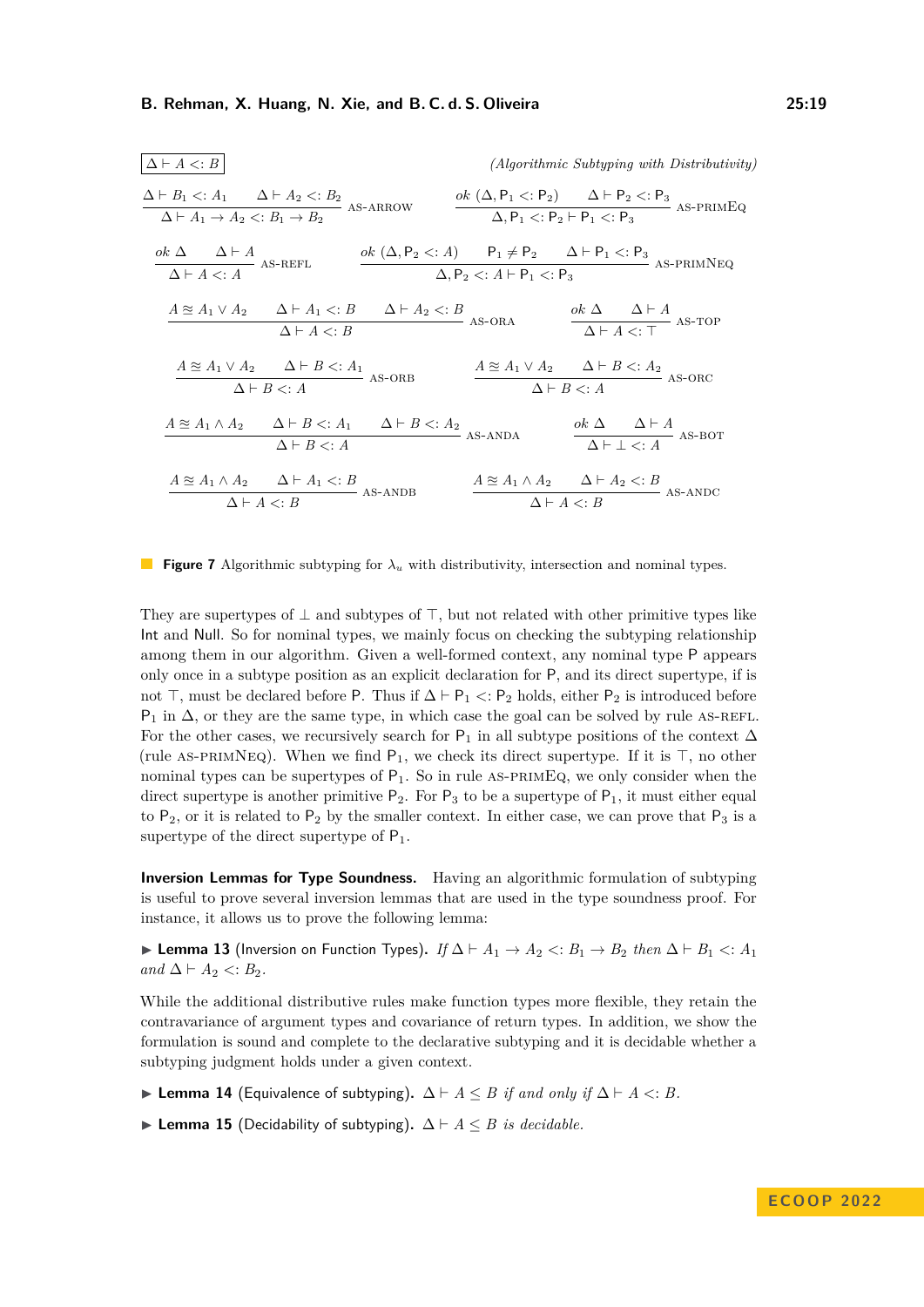$\boxed{\Delta \vdash A <: B}$ *(Algorithmic Subtyping with Distributivity)*

$$\frac{\Delta \vdash B_1 <: A_1 \qquad \Delta \vdash A_2 <: B_2}{\Delta \vdash A_1 \to A_2 <: B_1 \to B_2}\ \text{AS-ARROW} \qquad \frac{ok\ (\Delta, \mathsf{P}_1 <: \mathsf{P}_2) \qquad \Delta \vdash \mathsf{P}_2 <: \mathsf{P}_3}{\Delta, \mathsf{P}_1 <: \mathsf{P}_2 \vdash \mathsf{P}_1 <: \mathsf{P}_3}\ \text{AS-PRIMEQ}$$

$$\frac{ok\ \Delta \qquad \Delta \vdash A}{\Delta \vdash A <: A}\ \text{AS-REFL} \qquad \frac{ok\ (\Delta, \mathsf{P}_2 <: A) \qquad \mathsf{P}_1 \neq \mathsf{P}_2 \qquad \Delta \vdash \mathsf{P}_1 <: \mathsf{P}_3}{\Delta, \mathsf{P}_2 <: A \vdash \mathsf{P}_1 <: \mathsf{P}_3}\ \text{AS-PRIMNEQ}$$

$$\frac{A \cong A_1 \vee A_2 \qquad \Delta \vdash A_1 <: B \qquad \Delta \vdash A_2 <: B}{\Delta \vdash A <: B}\ \text{AS-ORA} \qquad \frac{ok\ \Delta \qquad \Delta \vdash A}{\Delta \vdash A <: \top}\ \text{AS-TOP}$$

$$\frac{A \cong A_1 \vee A_2 \qquad \Delta \vdash B <: A_1}{\Delta \vdash B <: A}\ \text{AS-ORB} \qquad \frac{A \cong A_1 \vee A_2 \qquad \Delta \vdash B <: A_2}{\Delta \vdash B <: A}\ \text{AS-ORC}$$

$$\frac{A \cong A_1 \wedge A_2 \qquad \Delta \vdash B <: A_1 \qquad \Delta \vdash B <: A_2}{\Delta \vdash B <: A}\ \text{AS-ANDA} \qquad \frac{ok\ \Delta \qquad \Delta \vdash A}{\Delta \vdash \bot <: A}\ \text{AS-BOT}$$

$$\frac{A \cong A_1 \wedge A_2 \qquad \Delta \vdash A_1 <: B}{\Delta \vdash A <: B}\ \text{AS-ANDB} \qquad \frac{A \cong A_1 \wedge A_2 \qquad \Delta \vdash A_2 <: B}{\Delta \vdash A <: B}\ \text{AS-ANDC}$$

**Figure 7** Algorithmic subtyping for $\lambda_u$ with distributivity, intersection and nominal types.

They are supertypes of $\bot$ and subtypes of $\top$, but not related with other primitive types like Int and Null. So for nominal types, we mainly focus on checking the subtyping relationship among them in our algorithm. Given a well-formed context, any nominal type P appears only once in a subtype position as an explicit declaration for P, and its direct supertype, if is not $\top$, must be declared before P. Thus if $\Delta \vdash \mathsf{P}_1 <: \mathsf{P}_2$ holds, either $\mathsf{P}_2$ is introduced before $\mathsf{P}_1$ in $\Delta$, or they are the same type, in which case the goal can be solved by rule AS-REFL. For the other cases, we recursively search for $\mathsf{P}_1$ in all subtype positions of the context $\Delta$ (rule AS-PRIMNEQ). When we find $\mathsf{P}_1$, we check its direct supertype. If it is $\top$, no other nominal types can be supertypes of $\mathsf{P}_1$. So in rule AS-PRIMEQ, we only consider when the direct supertype is another primitive $\mathsf{P}_2$. For $\mathsf{P}_3$ to be a supertype of $\mathsf{P}_1$, it must either equal to $\mathsf{P}_2$, or it is related to $\mathsf{P}_2$ by the smaller context. In either case, we can prove that $\mathsf{P}_3$ is a supertype of the direct supertype of $\mathsf{P}_1$.

**Inversion Lemmas for Type Soundness.** Having an algorithmic formulation of subtyping is useful to prove several inversion lemmas that are used in the type soundness proof. For instance, it allows us to prove the following lemma:

▶ **Lemma 13** (Inversion on Function Types). *If* $\Delta \vdash A_1 \to A_2 <: B_1 \to B_2$ *then* $\Delta \vdash B_1 <: A_1$ *and* $\Delta \vdash A_2 <: B_2$.

While the additional distributive rules make function types more flexible, they retain the contravariance of argument types and covariance of return types. In addition, we show the formulation is sound and complete to the declarative subtyping and it is decidable whether a subtyping judgment holds under a given context.

▶ **Lemma 14** (Equivalence of subtyping). $\Delta \vdash A \leq B$ *if and only if* $\Delta \vdash A <: B$.

▶ **Lemma 15** (Decidability of subtyping). $\Delta \vdash A \leq B$ *is decidable.*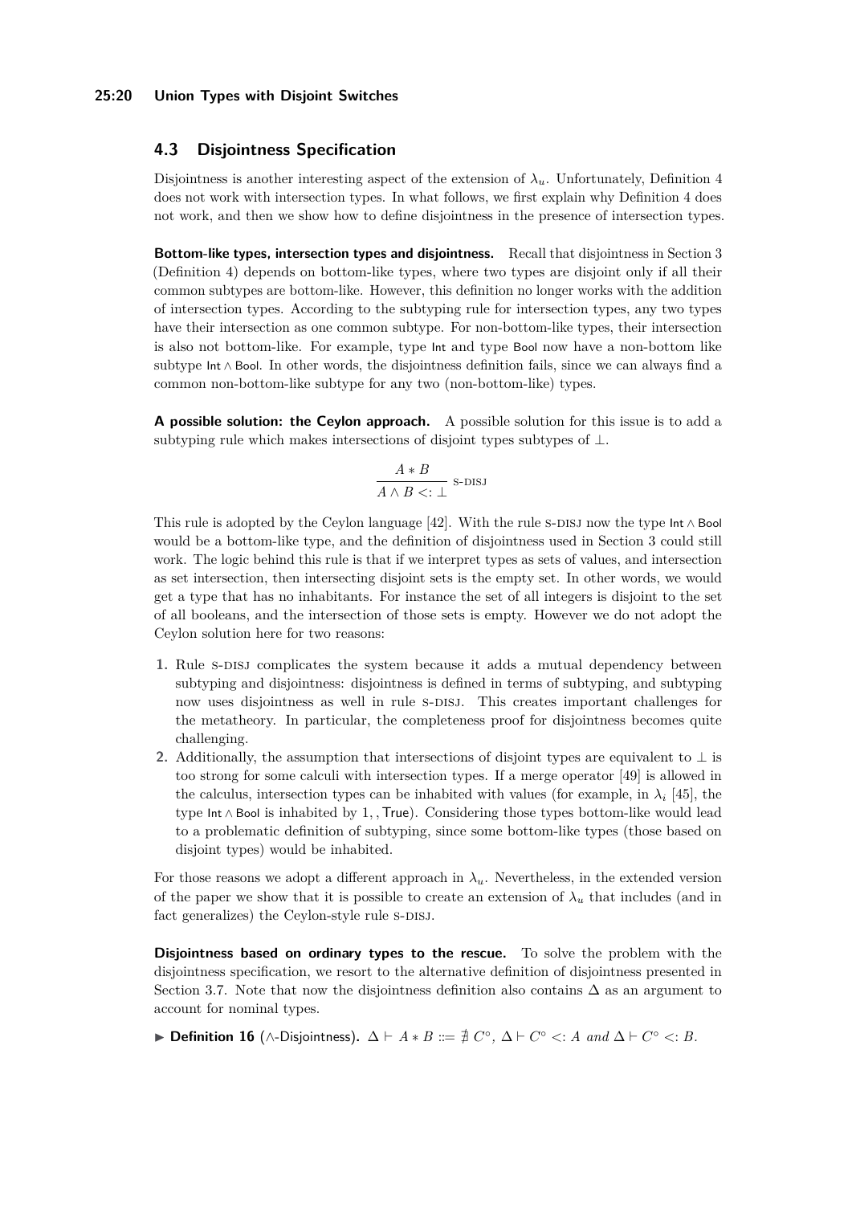## 4.3 Disjointness Specification

Disjointness is another interesting aspect of the extension of $\lambda_u$. Unfortunately, Definition 4 does not work with intersection types. In what follows, we first explain why Definition 4 does not work, and then we show how to define disjointness in the presence of intersection types.

**Bottom-like types, intersection types and disjointness.** Recall that disjointness in Section 3 (Definition 4) depends on bottom-like types, where two types are disjoint only if all their common subtypes are bottom-like. However, this definition no longer works with the addition of intersection types. According to the subtyping rule for intersection types, any two types have their intersection as one common subtype. For non-bottom-like types, their intersection is also not bottom-like. For example, type $\mathsf{Int}$ and type $\mathsf{Bool}$ now have a non-bottom like subtype $\mathsf{Int} \wedge \mathsf{Bool}$. In other words, the disjointness definition fails, since we can always find a common non-bottom-like subtype for any two (non-bottom-like) types.

**A possible solution: the Ceylon approach.** A possible solution for this issue is to add a subtyping rule which makes intersections of disjoint types subtypes of $\bot$.

$$\frac{A * B}{A \wedge B <: \bot} \text{ S-DISJ}$$

This rule is adopted by the Ceylon language [42]. With the rule S-DISJ now the type $\mathsf{Int} \wedge \mathsf{Bool}$ would be a bottom-like type, and the definition of disjointness used in Section 3 could still work. The logic behind this rule is that if we interpret types as sets of values, and intersection as set intersection, then intersecting disjoint sets is the empty set. In other words, we would get a type that has no inhabitants. For instance the set of all integers is disjoint to the set of all booleans, and the intersection of those sets is empty. However we do not adopt the Ceylon solution here for two reasons:

1. Rule S-DISJ complicates the system because it adds a mutual dependency between subtyping and disjointness: disjointness is defined in terms of subtyping, and subtyping now uses disjointness as well in rule S-DISJ. This creates important challenges for the metatheory. In particular, the completeness proof for disjointness becomes quite challenging.
2. Additionally, the assumption that intersections of disjoint types are equivalent to $\bot$ is too strong for some calculi with intersection types. If a merge operator [49] is allowed in the calculus, intersection types can be inhabited with values (for example, in $\lambda_i$ [45], the type $\mathsf{Int} \wedge \mathsf{Bool}$ is inhabited by $1, , \mathsf{True}$). Considering those types bottom-like would lead to a problematic definition of subtyping, since some bottom-like types (those based on disjoint types) would be inhabited.

For those reasons we adopt a different approach in $\lambda_u$. Nevertheless, in the extended version of the paper we show that it is possible to create an extension of $\lambda_u$ that includes (and in fact generalizes) the Ceylon-style rule S-DISJ.

**Disjointness based on ordinary types to the rescue.** To solve the problem with the disjointness specification, we resort to the alternative definition of disjointness presented in Section 3.7. Note that now the disjointness definition also contains $\Delta$ as an argument to account for nominal types.

▶ **Definition 16** ($\wedge$-Disjointness)**.** $\Delta \vdash A * B ::= \nexists\, C^\circ,\ \Delta \vdash C^\circ <: A$ *and* $\Delta \vdash C^\circ <: B$.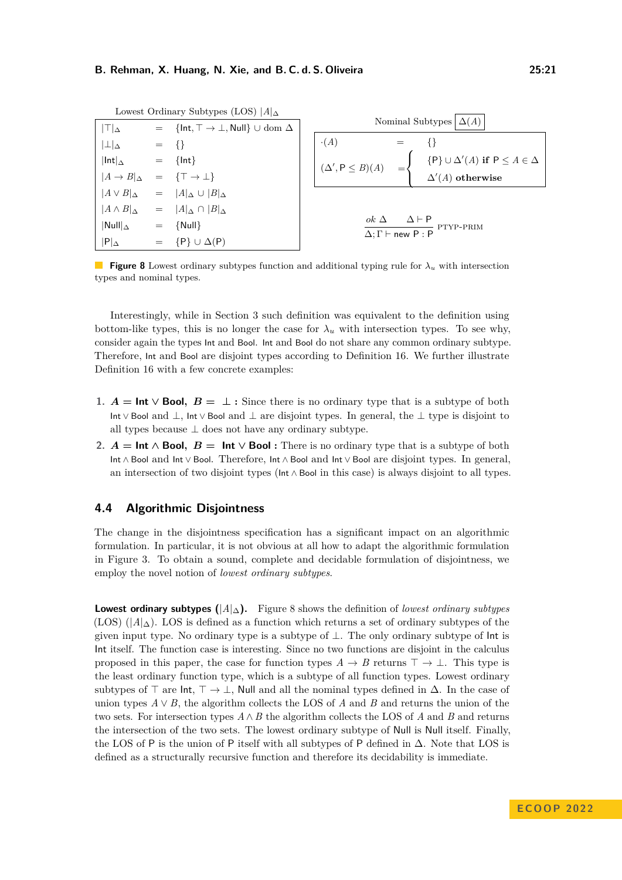Lowest Ordinary Subtypes (LOS) $|A|_\Delta$

$$
\begin{array}{lcl}
|\top|_\Delta & = & \{\mathsf{Int}, \top \to \bot, \mathsf{Null}\} \cup \mathrm{dom}\ \Delta \\
|\bot|_\Delta & = & \{\} \\
|\mathsf{Int}|_\Delta & = & \{\mathsf{Int}\} \\
|A \to B|_\Delta & = & \{\top \to \bot\} \\
|A \vee B|_\Delta & = & |A|_\Delta \cup |B|_\Delta \\
|A \wedge B|_\Delta & = & |A|_\Delta \cap |B|_\Delta \\
|\mathsf{Null}|_\Delta & = & \{\mathsf{Null}\} \\
|\mathsf{P}|_\Delta & = & \{\mathsf{P}\} \cup \Delta(\mathsf{P})
\end{array}
$$

Nominal Subtypes $\boxed{\Delta(A)}$

$$
\begin{array}{lcl}
\cdot(A) & = & \{\} \\
(\Delta', \mathsf{P} \le B)(A) & = & \begin{cases} \{\mathsf{P}\} \cup \Delta'(A) \ \textbf{if}\ \mathsf{P} \le A \in \Delta \\ \Delta'(A)\ \textbf{otherwise} \end{cases}
\end{array}
$$

$$
\frac{ok\ \Delta \qquad \Delta \vdash \mathsf{P}}{\Delta; \Gamma \vdash \mathsf{new}\ \mathsf{P} : \mathsf{P}}\ \textsc{ptyp-prim}
$$

**Figure 8** Lowest ordinary subtypes function and additional typing rule for $\lambda_u$ with intersection types and nominal types.

Interestingly, while in Section 3 such definition was equivalent to the definition using bottom-like types, this is no longer the case for $\lambda_u$ with intersection types. To see why, consider again the types Int and Bool. Int and Bool do not share any common ordinary subtype. Therefore, Int and Bool are disjoint types according to Definition 16. We further illustrate Definition 16 with a few concrete examples:

1. $\boldsymbol{A = \mathsf{Int} \vee \mathsf{Bool},\ B = \ \bot}$ **:** Since there is no ordinary type that is a subtype of both $\mathsf{Int} \vee \mathsf{Bool}$ and $\bot$, $\mathsf{Int} \vee \mathsf{Bool}$ and $\bot$ are disjoint types. In general, the $\bot$ type is disjoint to all types because $\bot$ does not have any ordinary subtype.
2. $\boldsymbol{A = \mathsf{Int} \wedge \mathsf{Bool},\ B = \ \mathsf{Int} \vee \mathsf{Bool}}$ **:** There is no ordinary type that is a subtype of both $\mathsf{Int} \wedge \mathsf{Bool}$ and $\mathsf{Int} \vee \mathsf{Bool}$. Therefore, $\mathsf{Int} \wedge \mathsf{Bool}$ and $\mathsf{Int} \vee \mathsf{Bool}$ are disjoint types. In general, an intersection of two disjoint types ($\mathsf{Int} \wedge \mathsf{Bool}$ in this case) is always disjoint to all types.

## 4.4 Algorithmic Disjointness

The change in the disjointness specification has a significant impact on an algorithmic formulation. In particular, it is not obvious at all how to adapt the algorithmic formulation in Figure 3. To obtain a sound, complete and decidable formulation of disjointness, we employ the novel notion of *lowest ordinary subtypes*.

**Lowest ordinary subtypes ($|A|_\Delta$).** Figure 8 shows the definition of *lowest ordinary subtypes* (LOS) ($|A|_\Delta$). LOS is defined as a function which returns a set of ordinary subtypes of the given input type. No ordinary type is a subtype of $\bot$. The only ordinary subtype of Int is Int itself. The function case is interesting. Since no two functions are disjoint in the calculus proposed in this paper, the case for function types $A \to B$ returns $\top \to \bot$. This type is the least ordinary function type, which is a subtype of all function types. Lowest ordinary subtypes of $\top$ are Int, $\top \to \bot$, Null and all the nominal types defined in $\Delta$. In the case of union types $A \vee B$, the algorithm collects the LOS of $A$ and $B$ and returns the union of the two sets. For intersection types $A \wedge B$ the algorithm collects the LOS of $A$ and $B$ and returns the intersection of the two sets. The lowest ordinary subtype of Null is Null itself. Finally, the LOS of P is the union of P itself with all subtypes of P defined in $\Delta$. Note that LOS is defined as a structurally recursive function and therefore its decidability is immediate.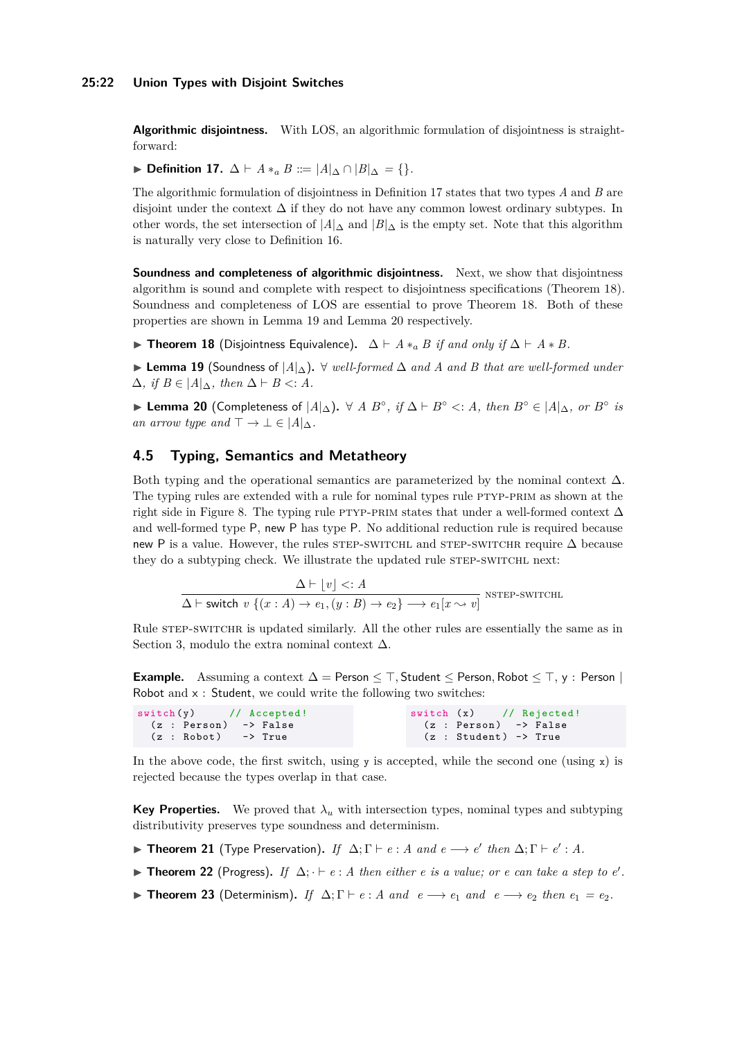**Algorithmic disjointness.** With LOS, an algorithmic formulation of disjointness is straightforward:

▶ **Definition 17.** $\Delta \vdash A *_a B ::= |A|_\Delta \cap |B|_\Delta = \{\}$.

The algorithmic formulation of disjointness in Definition 17 states that two types $A$ and $B$ are disjoint under the context $\Delta$ if they do not have any common lowest ordinary subtypes. In other words, the set intersection of $|A|_\Delta$ and $|B|_\Delta$ is the empty set. Note that this algorithm is naturally very close to Definition 16.

**Soundness and completeness of algorithmic disjointness.** Next, we show that disjointness algorithm is sound and complete with respect to disjointness specifications (Theorem 18). Soundness and completeness of LOS are essential to prove Theorem 18. Both of these properties are shown in Lemma 19 and Lemma 20 respectively.

▶ **Theorem 18** (Disjointness Equivalence). *$\Delta \vdash A *_a B$ if and only if $\Delta \vdash A * B$.*

▶ **Lemma 19** (Soundness of $|A|_\Delta$). *$\forall$ well-formed $\Delta$ and $A$ and $B$ that are well-formed under $\Delta$, if $B \in |A|_\Delta$, then $\Delta \vdash B <: A$.*

▶ **Lemma 20** (Completeness of $|A|_\Delta$). *$\forall$ $A$ $B^\circ$, if $\Delta \vdash B^\circ <: A$, then $B^\circ \in |A|_\Delta$, or $B^\circ$ is an arrow type and $\top \to \bot \in |A|_\Delta$.*

## 4.5 Typing, Semantics and Metatheory

Both typing and the operational semantics are parameterized by the nominal context $\Delta$. The typing rules are extended with a rule for nominal types rule PTYP-PRIM as shown at the right side in Figure 8. The typing rule PTYP-PRIM states that under a well-formed context $\Delta$ and well-formed type P, new P has type P. No additional reduction rule is required because new P is a value. However, the rules STEP-SWITCHL and STEP-SWITCHR require $\Delta$ because they do a subtyping check. We illustrate the updated rule STEP-SWITCHL next:

$$\frac{\Delta \vdash \lfloor v \rfloor <: A}{\Delta \vdash \mathsf{switch}\ v\ \{(x : A) \to e_1, (y : B) \to e_2\} \longrightarrow e_1[x \rightsquigarrow v]}\ \textsc{nstep-switchl}$$

Rule STEP-SWITCHR is updated similarly. All the other rules are essentially the same as in Section 3, modulo the extra nominal context $\Delta$.

**Example.** Assuming a context $\Delta = \mathsf{Person} \leq \top, \mathsf{Student} \leq \mathsf{Person}, \mathsf{Robot} \leq \top$, $\mathsf{y} : \mathsf{Person} \mid \mathsf{Robot}$ and $\mathsf{x} : \mathsf{Student}$, we could write the following two switches:

```
switch(y)       // Accepted!
  (z : Person)   -> False
  (z : Robot)    -> True
```

```
switch (x)      // Rejected!
  (z : Person)   -> False
  (z : Student)  -> True
```

In the above code, the first switch, using y is accepted, while the second one (using x) is rejected because the types overlap in that case.

**Key Properties.** We proved that $\lambda_u$ with intersection types, nominal types and subtyping distributivity preserves type soundness and determinism.

▶ **Theorem 21** (Type Preservation). *If $\Delta; \Gamma \vdash e : A$ and $e \longrightarrow e'$ then $\Delta; \Gamma \vdash e' : A$.*

▶ **Theorem 22** (Progress). *If $\Delta; \cdot \vdash e : A$ then either $e$ is a value; or $e$ can take a step to $e'$.*

▶ **Theorem 23** (Determinism). *If $\Delta; \Gamma \vdash e : A$ and $e \longrightarrow e_1$ and $e \longrightarrow e_2$ then $e_1 = e_2$.*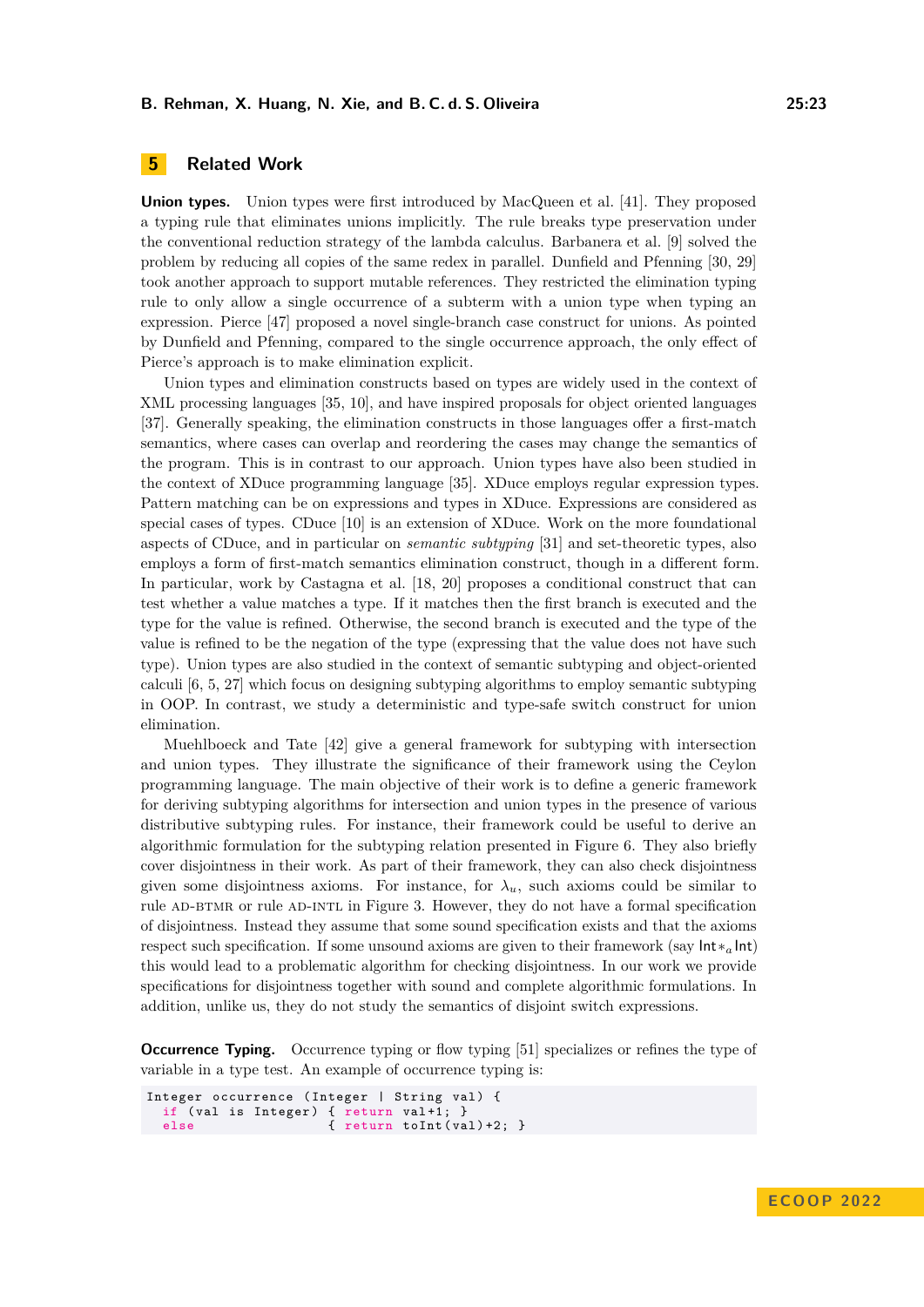## 5 Related Work

**Union types.** Union types were first introduced by MacQueen et al. [41]. They proposed a typing rule that eliminates unions implicitly. The rule breaks type preservation under the conventional reduction strategy of the lambda calculus. Barbanera et al. [9] solved the problem by reducing all copies of the same redex in parallel. Dunfield and Pfenning [30, 29] took another approach to support mutable references. They restricted the elimination typing rule to only allow a single occurrence of a subterm with a union type when typing an expression. Pierce [47] proposed a novel single-branch case construct for unions. As pointed by Dunfield and Pfenning, compared to the single occurrence approach, the only effect of Pierce's approach is to make elimination explicit.

Union types and elimination constructs based on types are widely used in the context of XML processing languages [35, 10], and have inspired proposals for object oriented languages [37]. Generally speaking, the elimination constructs in those languages offer a first-match semantics, where cases can overlap and reordering the cases may change the semantics of the program. This is in contrast to our approach. Union types have also been studied in the context of XDuce programming language [35]. XDuce employs regular expression types. Pattern matching can be on expressions and types in XDuce. Expressions are considered as special cases of types. CDuce [10] is an extension of XDuce. Work on the more foundational aspects of CDuce, and in particular on *semantic subtyping* [31] and set-theoretic types, also employs a form of first-match semantics elimination construct, though in a different form. In particular, work by Castagna et al. [18, 20] proposes a conditional construct that can test whether a value matches a type. If it matches then the first branch is executed and the type for the value is refined. Otherwise, the second branch is executed and the type of the value is refined to be the negation of the type (expressing that the value does not have such type). Union types are also studied in the context of semantic subtyping and object-oriented calculi [6, 5, 27] which focus on designing subtyping algorithms to employ semantic subtyping in OOP. In contrast, we study a deterministic and type-safe switch construct for union elimination.

Muehlboeck and Tate [42] give a general framework for subtyping with intersection and union types. They illustrate the significance of their framework using the Ceylon programming language. The main objective of their work is to define a generic framework for deriving subtyping algorithms for intersection and union types in the presence of various distributive subtyping rules. For instance, their framework could be useful to derive an algorithmic formulation for the subtyping relation presented in Figure 6. They also briefly cover disjointness in their work. As part of their framework, they can also check disjointness given some disjointness axioms. For instance, for $\lambda_u$, such axioms could be similar to rule AD-BTMR or rule AD-INTL in Figure 3. However, they do not have a formal specification of disjointness. Instead they assume that some sound specification exists and that the axioms respect such specification. If some unsound axioms are given to their framework (say $\mathsf{Int} *_a \mathsf{Int}$) this would lead to a problematic algorithm for checking disjointness. In our work we provide specifications for disjointness together with sound and complete algorithmic formulations. In addition, unlike us, they do not study the semantics of disjoint switch expressions.

**Occurrence Typing.** Occurrence typing or flow typing [51] specializes or refines the type of variable in a type test. An example of occurrence typing is:

```
Integer occurrence (Integer | String val) {
  if (val is Integer) { return val+1; }
  else                { return toInt(val)+2; }
```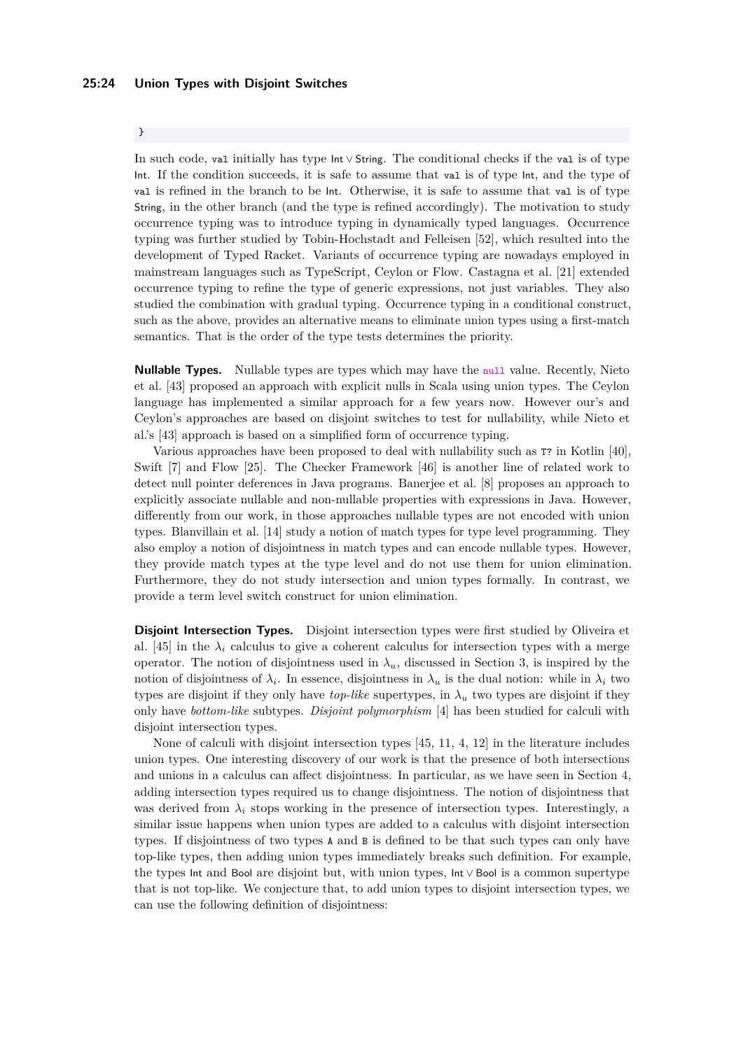```
}
```

In such code, `val` initially has type $\mathsf{Int} \vee \mathsf{String}$. The conditional checks if the `val` is of type Int. If the condition succeeds, it is safe to assume that `val` is of type Int, and the type of `val` is refined in the branch to be Int. Otherwise, it is safe to assume that `val` is of type String, in the other branch (and the type is refined accordingly). The motivation to study occurrence typing was to introduce typing in dynamically typed languages. Occurrence typing was further studied by Tobin-Hochstadt and Felleisen [52], which resulted into the development of Typed Racket. Variants of occurrence typing are nowadays employed in mainstream languages such as TypeScript, Ceylon or Flow. Castagna et al. [21] extended occurrence typing to refine the type of generic expressions, not just variables. They also studied the combination with gradual typing. Occurrence typing in a conditional construct, such as the above, provides an alternative means to eliminate union types using a first-match semantics. That is the order of the type tests determines the priority.

**Nullable Types.** Nullable types are types which may have the `null` value. Recently, Nieto et al. [43] proposed an approach with explicit nulls in Scala using union types. The Ceylon language has implemented a similar approach for a few years now. However our's and Ceylon's approaches are based on disjoint switches to test for nullability, while Nieto et al.'s [43] approach is based on a simplified form of occurrence typing.

Various approaches have been proposed to deal with nullability such as `T?` in Kotlin [40], Swift [7] and Flow [25]. The Checker Framework [46] is another line of related work to detect null pointer deferences in Java programs. Banerjee et al. [8] proposes an approach to explicitly associate nullable and non-nullable properties with expressions in Java. However, differently from our work, in those approaches nullable types are not encoded with union types. Blanvillain et al. [14] study a notion of match types for type level programming. They also employ a notion of disjointness in match types and can encode nullable types. However, they provide match types at the type level and do not use them for union elimination. Furthermore, they do not study intersection and union types formally. In contrast, we provide a term level switch construct for union elimination.

**Disjoint Intersection Types.** Disjoint intersection types were first studied by Oliveira et al. [45] in the $\lambda_i$ calculus to give a coherent calculus for intersection types with a merge operator. The notion of disjointness used in $\lambda_u$, discussed in Section 3, is inspired by the notion of disjointness of $\lambda_i$. In essence, disjointness in $\lambda_u$ is the dual notion: while in $\lambda_i$ two types are disjoint if they only have *top-like* supertypes, in $\lambda_u$ two types are disjoint if they only have *bottom-like* subtypes. *Disjoint polymorphism* [4] has been studied for calculi with disjoint intersection types.

None of calculi with disjoint intersection types [45, 11, 4, 12] in the literature includes union types. One interesting discovery of our work is that the presence of both intersections and unions in a calculus can affect disjointness. In particular, as we have seen in Section 4, adding intersection types required us to change disjointness. The notion of disjointness that was derived from $\lambda_i$ stops working in the presence of intersection types. Interestingly, a similar issue happens when union types are added to a calculus with disjoint intersection types. If disjointness of two types `A` and `B` is defined to be that such types can only have top-like types, then adding union types immediately breaks such definition. For example, the types Int and Bool are disjoint but, with union types, $\mathsf{Int} \vee \mathsf{Bool}$ is a common supertype that is not top-like. We conjecture that, to add union types to disjoint intersection types, we can use the following definition of disjointness: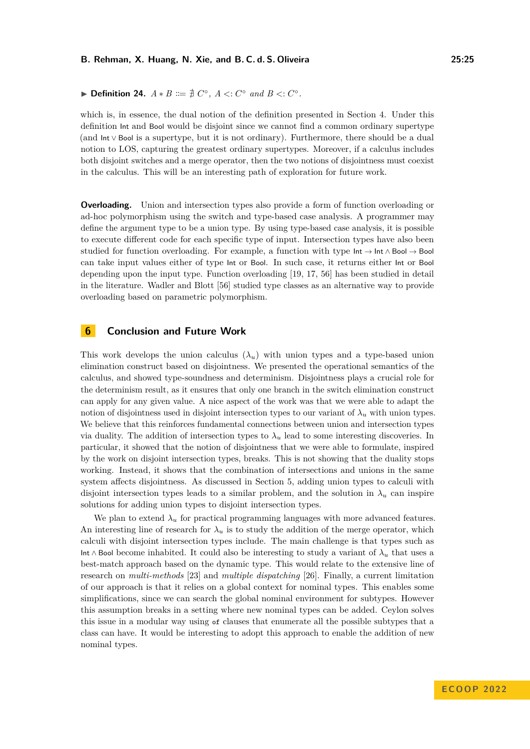▶ **Definition 24.** $A * B ::= \nexists\, C^\circ,\ A <: C^\circ$ *and* $B <: C^\circ$.

which is, in essence, the dual notion of the definition presented in Section 4. Under this definition Int and Bool would be disjoint since we cannot find a common ordinary supertype (and $\mathsf{Int} \vee \mathsf{Bool}$ is a supertype, but it is not ordinary). Furthermore, there should be a dual notion to LOS, capturing the greatest ordinary supertypes. Moreover, if a calculus includes both disjoint switches and a merge operator, then the two notions of disjointness must coexist in the calculus. This will be an interesting path of exploration for future work.

**Overloading.** Union and intersection types also provide a form of function overloading or ad-hoc polymorphism using the switch and type-based case analysis. A programmer may define the argument type to be a union type. By using type-based case analysis, it is possible to execute different code for each specific type of input. Intersection types have also been studied for function overloading. For example, a function with type $\mathsf{Int} \to \mathsf{Int} \wedge \mathsf{Bool} \to \mathsf{Bool}$ can take input values either of type Int or Bool. In such case, it returns either Int or Bool depending upon the input type. Function overloading [19, 17, 56] has been studied in detail in the literature. Wadler and Blott [56] studied type classes as an alternative way to provide overloading based on parametric polymorphism.

## 6 Conclusion and Future Work

This work develops the union calculus ($\lambda_u$) with union types and a type-based union elimination construct based on disjointness. We presented the operational semantics of the calculus, and showed type-soundness and determinism. Disjointness plays a crucial role for the determinism result, as it ensures that only one branch in the switch elimination construct can apply for any given value. A nice aspect of the work was that we were able to adapt the notion of disjointness used in disjoint intersection types to our variant of $\lambda_u$ with union types. We believe that this reinforces fundamental connections between union and intersection types via duality. The addition of intersection types to $\lambda_u$ lead to some interesting discoveries. In particular, it showed that the notion of disjointness that we were able to formulate, inspired by the work on disjoint intersection types, breaks. This is not showing that the duality stops working. Instead, it shows that the combination of intersections and unions in the same system affects disjointness. As discussed in Section 5, adding union types to calculi with disjoint intersection types leads to a similar problem, and the solution in $\lambda_u$ can inspire solutions for adding union types to disjoint intersection types.

We plan to extend $\lambda_u$ for practical programming languages with more advanced features. An interesting line of research for $\lambda_u$ is to study the addition of the merge operator, which calculi with disjoint intersection types include. The main challenge is that types such as $\mathsf{Int} \wedge \mathsf{Bool}$ become inhabited. It could also be interesting to study a variant of $\lambda_u$ that uses a best-match approach based on the dynamic type. This would relate to the extensive line of research on *multi-methods* [23] and *multiple dispatching* [26]. Finally, a current limitation of our approach is that it relies on a global context for nominal types. This enables some simplifications, since we can search the global nominal environment for subtypes. However this assumption breaks in a setting where new nominal types can be added. Ceylon solves this issue in a modular way using `of` clauses that enumerate all the possible subtypes that a class can have. It would be interesting to adopt this approach to enable the addition of new nominal types.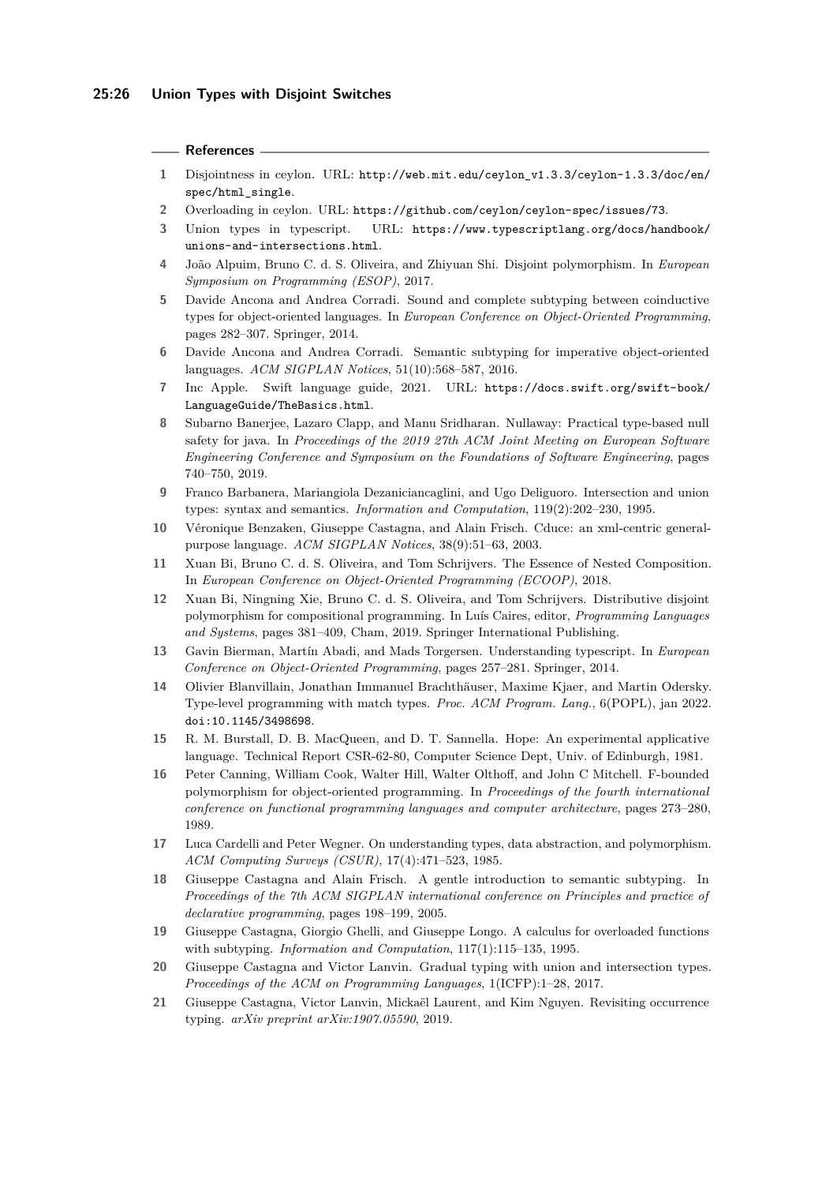## References

1. Disjointness in ceylon. URL: http://web.mit.edu/ceylon_v1.3.3/ceylon-1.3.3/doc/en/spec/html_single.
2. Overloading in ceylon. URL: https://github.com/ceylon/ceylon-spec/issues/73.
3. Union types in typescript. URL: https://www.typescriptlang.org/docs/handbook/unions-and-intersections.html.
4. João Alpuim, Bruno C. d. S. Oliveira, and Zhiyuan Shi. Disjoint polymorphism. In *European Symposium on Programming (ESOP)*, 2017.
5. Davide Ancona and Andrea Corradi. Sound and complete subtyping between coinductive types for object-oriented languages. In *European Conference on Object-Oriented Programming*, pages 282–307. Springer, 2014.
6. Davide Ancona and Andrea Corradi. Semantic subtyping for imperative object-oriented languages. *ACM SIGPLAN Notices*, 51(10):568–587, 2016.
7. Inc Apple. Swift language guide, 2021. URL: https://docs.swift.org/swift-book/LanguageGuide/TheBasics.html.
8. Subarno Banerjee, Lazaro Clapp, and Manu Sridharan. Nullaway: Practical type-based null safety for java. In *Proceedings of the 2019 27th ACM Joint Meeting on European Software Engineering Conference and Symposium on the Foundations of Software Engineering*, pages 740–750, 2019.
9. Franco Barbanera, Mariangiola Dezaniciancaglini, and Ugo Deliguoro. Intersection and union types: syntax and semantics. *Information and Computation*, 119(2):202–230, 1995.
10. Véronique Benzaken, Giuseppe Castagna, and Alain Frisch. Cduce: an xml-centric general-purpose language. *ACM SIGPLAN Notices*, 38(9):51–63, 2003.
11. Xuan Bi, Bruno C. d. S. Oliveira, and Tom Schrijvers. The Essence of Nested Composition. In *European Conference on Object-Oriented Programming (ECOOP)*, 2018.
12. Xuan Bi, Ningning Xie, Bruno C. d. S. Oliveira, and Tom Schrijvers. Distributive disjoint polymorphism for compositional programming. In Luís Caires, editor, *Programming Languages and Systems*, pages 381–409, Cham, 2019. Springer International Publishing.
13. Gavin Bierman, Martín Abadi, and Mads Torgersen. Understanding typescript. In *European Conference on Object-Oriented Programming*, pages 257–281. Springer, 2014.
14. Olivier Blanvillain, Jonathan Immanuel Brachthäuser, Maxime Kjaer, and Martin Odersky. Type-level programming with match types. *Proc. ACM Program. Lang.*, 6(POPL), jan 2022. doi:10.1145/3498698.
15. R. M. Burstall, D. B. MacQueen, and D. T. Sannella. Hope: An experimental applicative language. Technical Report CSR-62-80, Computer Science Dept, Univ. of Edinburgh, 1981.
16. Peter Canning, William Cook, Walter Hill, Walter Olthoff, and John C Mitchell. F-bounded polymorphism for object-oriented programming. In *Proceedings of the fourth international conference on functional programming languages and computer architecture*, pages 273–280, 1989.
17. Luca Cardelli and Peter Wegner. On understanding types, data abstraction, and polymorphism. *ACM Computing Surveys (CSUR)*, 17(4):471–523, 1985.
18. Giuseppe Castagna and Alain Frisch. A gentle introduction to semantic subtyping. In *Proceedings of the 7th ACM SIGPLAN international conference on Principles and practice of declarative programming*, pages 198–199, 2005.
19. Giuseppe Castagna, Giorgio Ghelli, and Giuseppe Longo. A calculus for overloaded functions with subtyping. *Information and Computation*, 117(1):115–135, 1995.
20. Giuseppe Castagna and Victor Lanvin. Gradual typing with union and intersection types. *Proceedings of the ACM on Programming Languages*, 1(ICFP):1–28, 2017.
21. Giuseppe Castagna, Victor Lanvin, Mickaël Laurent, and Kim Nguyen. Revisiting occurrence typing. *arXiv preprint arXiv:1907.05590*, 2019.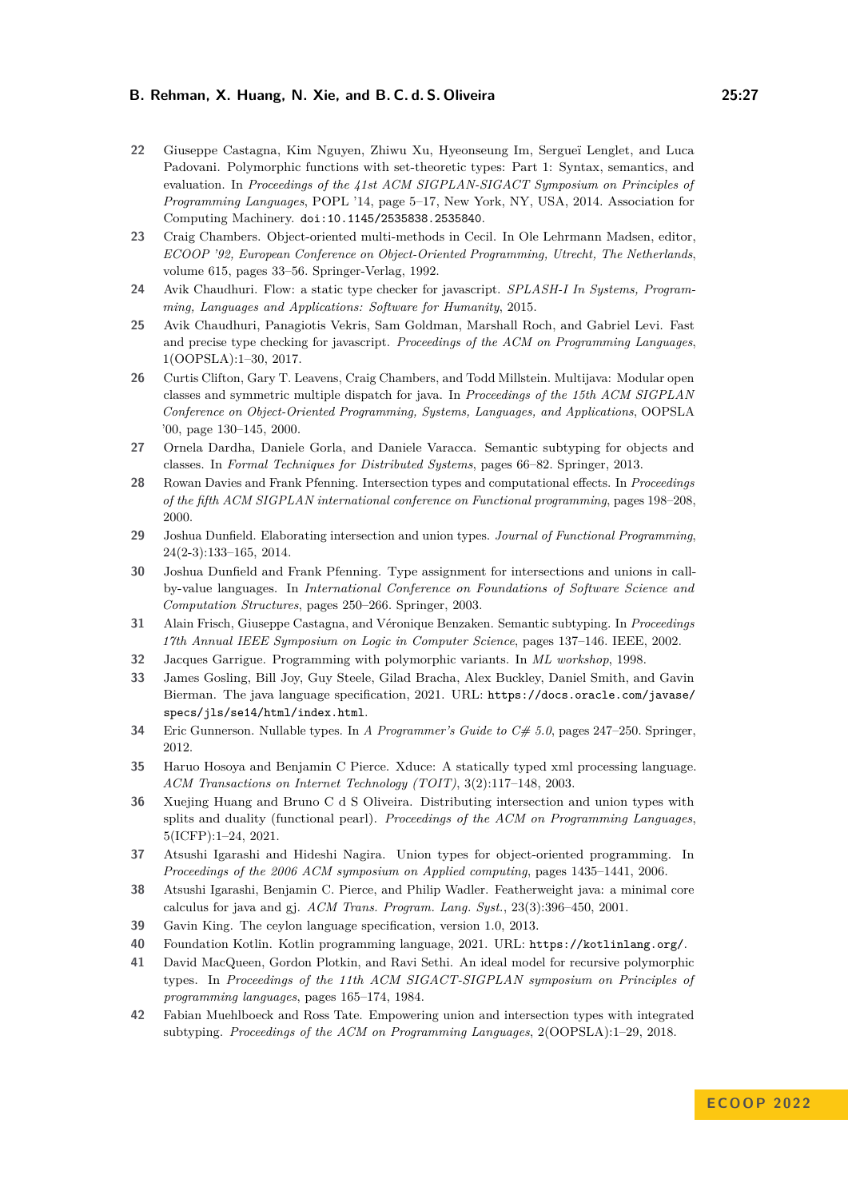22 Giuseppe Castagna, Kim Nguyen, Zhiwu Xu, Hyeonseung Im, Sergueï Lenglet, and Luca Padovani. Polymorphic functions with set-theoretic types: Part 1: Syntax, semantics, and evaluation. In *Proceedings of the 41st ACM SIGPLAN-SIGACT Symposium on Principles of Programming Languages*, POPL '14, page 5–17, New York, NY, USA, 2014. Association for Computing Machinery. doi:10.1145/2535838.2535840.

23 Craig Chambers. Object-oriented multi-methods in Cecil. In Ole Lehrmann Madsen, editor, *ECOOP '92, European Conference on Object-Oriented Programming, Utrecht, The Netherlands*, volume 615, pages 33–56. Springer-Verlag, 1992.

24 Avik Chaudhuri. Flow: a static type checker for javascript. *SPLASH-I In Systems, Programming, Languages and Applications: Software for Humanity*, 2015.

25 Avik Chaudhuri, Panagiotis Vekris, Sam Goldman, Marshall Roch, and Gabriel Levi. Fast and precise type checking for javascript. *Proceedings of the ACM on Programming Languages*, 1(OOPSLA):1–30, 2017.

26 Curtis Clifton, Gary T. Leavens, Craig Chambers, and Todd Millstein. Multijava: Modular open classes and symmetric multiple dispatch for java. In *Proceedings of the 15th ACM SIGPLAN Conference on Object-Oriented Programming, Systems, Languages, and Applications*, OOPSLA '00, page 130–145, 2000.

27 Ornela Dardha, Daniele Gorla, and Daniele Varacca. Semantic subtyping for objects and classes. In *Formal Techniques for Distributed Systems*, pages 66–82. Springer, 2013.

28 Rowan Davies and Frank Pfenning. Intersection types and computational effects. In *Proceedings of the fifth ACM SIGPLAN international conference on Functional programming*, pages 198–208, 2000.

29 Joshua Dunfield. Elaborating intersection and union types. *Journal of Functional Programming*, 24(2-3):133–165, 2014.

30 Joshua Dunfield and Frank Pfenning. Type assignment for intersections and unions in call-by-value languages. In *International Conference on Foundations of Software Science and Computation Structures*, pages 250–266. Springer, 2003.

31 Alain Frisch, Giuseppe Castagna, and Véronique Benzaken. Semantic subtyping. In *Proceedings 17th Annual IEEE Symposium on Logic in Computer Science*, pages 137–146. IEEE, 2002.

32 Jacques Garrigue. Programming with polymorphic variants. In *ML workshop*, 1998.

33 James Gosling, Bill Joy, Guy Steele, Gilad Bracha, Alex Buckley, Daniel Smith, and Gavin Bierman. The java language specification, 2021. URL: https://docs.oracle.com/javase/specs/jls/se14/html/index.html.

34 Eric Gunnerson. Nullable types. In *A Programmer's Guide to C# 5.0*, pages 247–250. Springer, 2012.

35 Haruo Hosoya and Benjamin C Pierce. Xduce: A statically typed xml processing language. *ACM Transactions on Internet Technology (TOIT)*, 3(2):117–148, 2003.

36 Xuejing Huang and Bruno C d S Oliveira. Distributing intersection and union types with splits and duality (functional pearl). *Proceedings of the ACM on Programming Languages*, 5(ICFP):1–24, 2021.

37 Atsushi Igarashi and Hideshi Nagira. Union types for object-oriented programming. In *Proceedings of the 2006 ACM symposium on Applied computing*, pages 1435–1441, 2006.

38 Atsushi Igarashi, Benjamin C. Pierce, and Philip Wadler. Featherweight java: a minimal core calculus for java and gj. *ACM Trans. Program. Lang. Syst.*, 23(3):396–450, 2001.

39 Gavin King. The ceylon language specification, version 1.0, 2013.

40 Foundation Kotlin. Kotlin programming language, 2021. URL: https://kotlinlang.org/.

41 David MacQueen, Gordon Plotkin, and Ravi Sethi. An ideal model for recursive polymorphic types. In *Proceedings of the 11th ACM SIGACT-SIGPLAN symposium on Principles of programming languages*, pages 165–174, 1984.

42 Fabian Muehlboeck and Ross Tate. Empowering union and intersection types with integrated subtyping. *Proceedings of the ACM on Programming Languages*, 2(OOPSLA):1–29, 2018.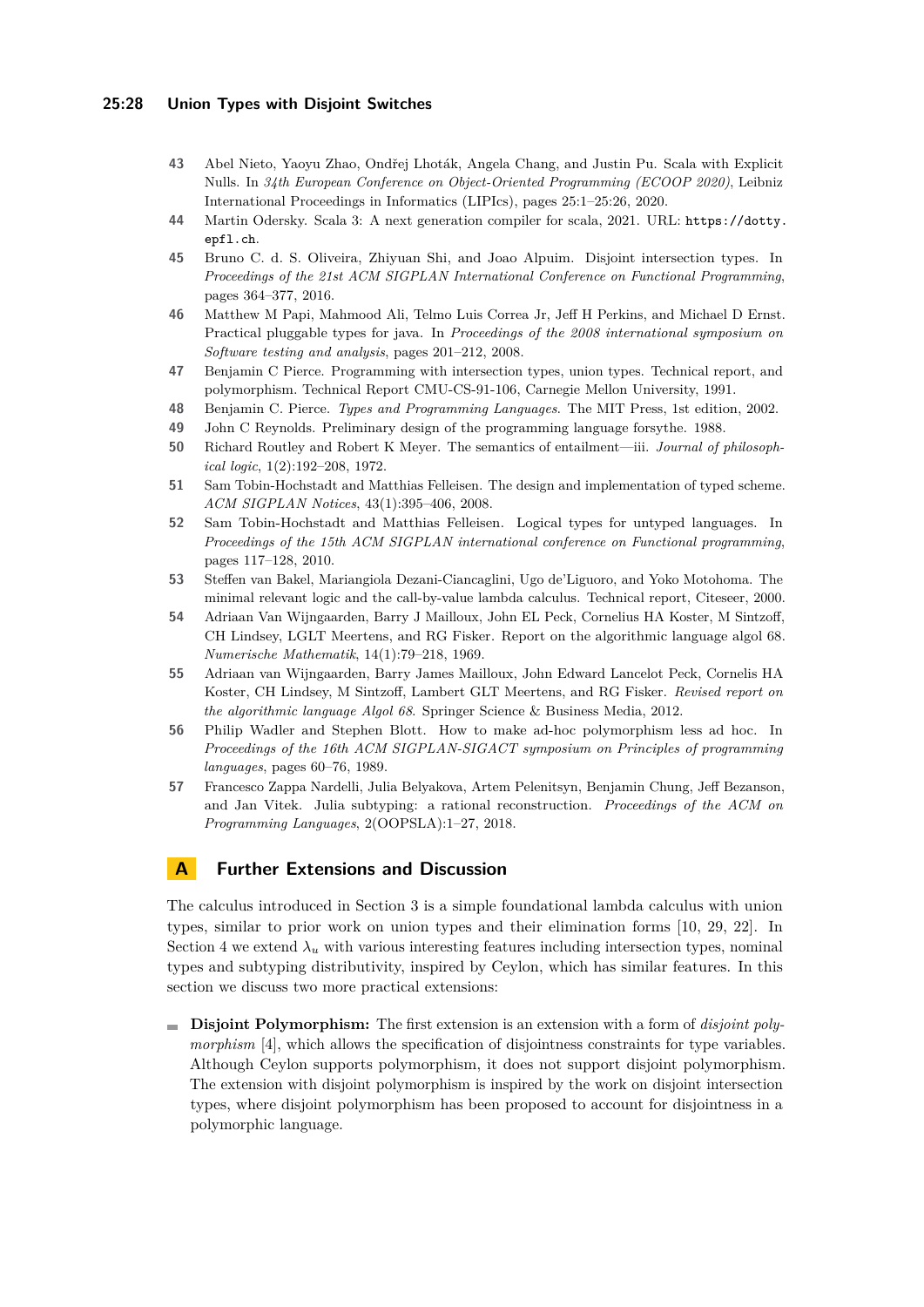43 Abel Nieto, Yaoyu Zhao, Ondřej Lhoták, Angela Chang, and Justin Pu. Scala with Explicit Nulls. In *34th European Conference on Object-Oriented Programming (ECOOP 2020)*, Leibniz International Proceedings in Informatics (LIPIcs), pages 25:1–25:26, 2020.

44 Martin Odersky. Scala 3: A next generation compiler for scala, 2021. URL: https://dotty.epfl.ch.

45 Bruno C. d. S. Oliveira, Zhiyuan Shi, and Joao Alpuim. Disjoint intersection types. In *Proceedings of the 21st ACM SIGPLAN International Conference on Functional Programming*, pages 364–377, 2016.

46 Matthew M Papi, Mahmood Ali, Telmo Luis Correa Jr, Jeff H Perkins, and Michael D Ernst. Practical pluggable types for java. In *Proceedings of the 2008 international symposium on Software testing and analysis*, pages 201–212, 2008.

47 Benjamin C Pierce. Programming with intersection types, union types. Technical report, and polymorphism. Technical Report CMU-CS-91-106, Carnegie Mellon University, 1991.

48 Benjamin C. Pierce. *Types and Programming Languages*. The MIT Press, 1st edition, 2002.

49 John C Reynolds. Preliminary design of the programming language forsythe. 1988.

50 Richard Routley and Robert K Meyer. The semantics of entailment—iii. *Journal of philosophical logic*, 1(2):192–208, 1972.

51 Sam Tobin-Hochstadt and Matthias Felleisen. The design and implementation of typed scheme. *ACM SIGPLAN Notices*, 43(1):395–406, 2008.

52 Sam Tobin-Hochstadt and Matthias Felleisen. Logical types for untyped languages. In *Proceedings of the 15th ACM SIGPLAN international conference on Functional programming*, pages 117–128, 2010.

53 Steffen van Bakel, Mariangiola Dezani-Ciancaglini, Ugo de'Liguoro, and Yoko Motohoma. The minimal relevant logic and the call-by-value lambda calculus. Technical report, Citeseer, 2000.

54 Adriaan Van Wijngaarden, Barry J Mailloux, John EL Peck, Cornelius HA Koster, M Sintzoff, CH Lindsey, LGLT Meertens, and RG Fisker. Report on the algorithmic language algol 68. *Numerische Mathematik*, 14(1):79–218, 1969.

55 Adriaan van Wijngaarden, Barry James Mailloux, John Edward Lancelot Peck, Cornelis HA Koster, CH Lindsey, M Sintzoff, Lambert GLT Meertens, and RG Fisker. *Revised report on the algorithmic language Algol 68*. Springer Science & Business Media, 2012.

56 Philip Wadler and Stephen Blott. How to make ad-hoc polymorphism less ad hoc. In *Proceedings of the 16th ACM SIGPLAN-SIGACT symposium on Principles of programming languages*, pages 60–76, 1989.

57 Francesco Zappa Nardelli, Julia Belyakova, Artem Pelenitsyn, Benjamin Chung, Jeff Bezanson, and Jan Vitek. Julia subtyping: a rational reconstruction. *Proceedings of the ACM on Programming Languages*, 2(OOPSLA):1–27, 2018.

# A Further Extensions and Discussion

The calculus introduced in Section 3 is a simple foundational lambda calculus with union types, similar to prior work on union types and their elimination forms [10, 29, 22]. In Section 4 we extend $\lambda_u$ with various interesting features including intersection types, nominal types and subtyping distributivity, inspired by Ceylon, which has similar features. In this section we discuss two more practical extensions:

- **Disjoint Polymorphism:** The first extension is an extension with a form of *disjoint polymorphism* [4], which allows the specification of disjointness constraints for type variables. Although Ceylon supports polymorphism, it does not support disjoint polymorphism. The extension with disjoint polymorphism is inspired by the work on disjoint intersection types, where disjoint polymorphism has been proposed to account for disjointness in a polymorphic language.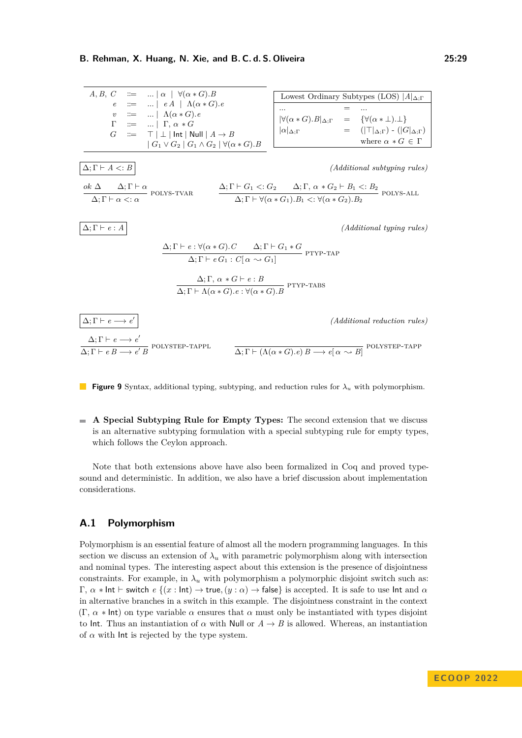$$
\begin{array}{rcl}
A, B, C & ::= & ... \mid \alpha \mid \forall(\alpha * G).B \\
e & ::= & ... \mid e\,A \mid \Lambda(\alpha * G).e \\
v & ::= & ... \mid \Lambda(\alpha * G).e \\
\Gamma & ::= & ... \mid \Gamma,\, \alpha * G \\
G & ::= & \top \mid \bot \mid \mathsf{Int} \mid \mathsf{Null} \mid A \to B \\
 & & \mid G_1 \vee G_2 \mid G_1 \wedge G_2 \mid \forall(\alpha * G).B
\end{array}
$$

Lowest Ordinary Subtypes (LOS) $|A|_{\Delta;\Gamma}$

$$
\begin{array}{rcl}
... & = & ... \\
|\forall(\alpha * G).B|_{\Delta;\Gamma} & = & \{\forall(\alpha * \bot).\bot\} \\
|\alpha|_{\Delta;\Gamma} & = & (|\top|_{\Delta;\Gamma}) - (|G|_{\Delta;\Gamma}) \\
 & & \text{where } \alpha * G \in \Gamma
\end{array}
$$

$\boxed{\Delta;\Gamma \vdash A <: B}$ *(Additional subtyping rules)*

$$
\frac{ok\ \Delta \qquad \Delta;\Gamma \vdash \alpha}{\Delta;\Gamma \vdash \alpha <: \alpha}\ \text{POLYS-TVAR}
\qquad
\frac{\Delta;\Gamma \vdash G_1 <: G_2 \qquad \Delta;\Gamma,\, \alpha * G_2 \vdash B_1 <: B_2}{\Delta;\Gamma \vdash \forall(\alpha * G_1).B_1 <: \forall(\alpha * G_2).B_2}\ \text{POLYS-ALL}
$$

$\boxed{\Delta;\Gamma \vdash e : A}$ *(Additional typing rules)*

$$
\frac{\Delta;\Gamma \vdash e : \forall(\alpha * G).C \qquad \Delta;\Gamma \vdash G_1 * G}{\Delta;\Gamma \vdash e\,G_1 : C[\alpha \rightsquigarrow G_1]}\ \text{PTYP-TAP}
$$

$$
\frac{\Delta;\Gamma,\, \alpha * G \vdash e : B}{\Delta;\Gamma \vdash \Lambda(\alpha * G).e : \forall(\alpha * G).B}\ \text{PTYP-TABS}
$$

$\boxed{\Delta;\Gamma \vdash e \longrightarrow e'}$ *(Additional reduction rules)*

$$
\frac{\Delta;\Gamma \vdash e \longrightarrow e'}{\Delta;\Gamma \vdash e\,B \longrightarrow e'\,B}\ \text{POLYSTEP-TAPPL}
\qquad
\frac{}{\Delta;\Gamma \vdash (\Lambda(\alpha * G).e)\,B \longrightarrow e[\alpha \rightsquigarrow B]}\ \text{POLYSTEP-TAPP}
$$

**Figure 9** Syntax, additional typing, subtyping, and reduction rules for $\lambda_u$ with polymorphism.

- **A Special Subtyping Rule for Empty Types:** The second extension that we discuss is an alternative subtyping formulation with a special subtyping rule for empty types, which follows the Ceylon approach.

Note that both extensions above have also been formalized in Coq and proved type-sound and deterministic. In addition, we also have a brief discussion about implementation considerations.

## A.1 Polymorphism

Polymorphism is an essential feature of almost all the modern programming languages. In this section we discuss an extension of $\lambda_u$ with parametric polymorphism along with intersection and nominal types. The interesting aspect about this extension is the presence of disjointness constraints. For example, in $\lambda_u$ with polymorphism a polymorphic disjoint switch such as: $\Gamma,\, \alpha * \mathsf{Int} \vdash \mathsf{switch}\ e\ \{(x : \mathsf{Int}) \to \mathsf{true}, (y : \alpha) \to \mathsf{false}\}$ is accepted. It is safe to use Int and $\alpha$ in alternative branches in a switch in this example. The disjointness constraint in the context $(\Gamma,\, \alpha * \mathsf{Int})$ on type variable $\alpha$ ensures that $\alpha$ must only be instantiated with types disjoint to Int. Thus an instantiation of $\alpha$ with Null or $A \to B$ is allowed. Whereas, an instantiation of $\alpha$ with Int is rejected by the type system.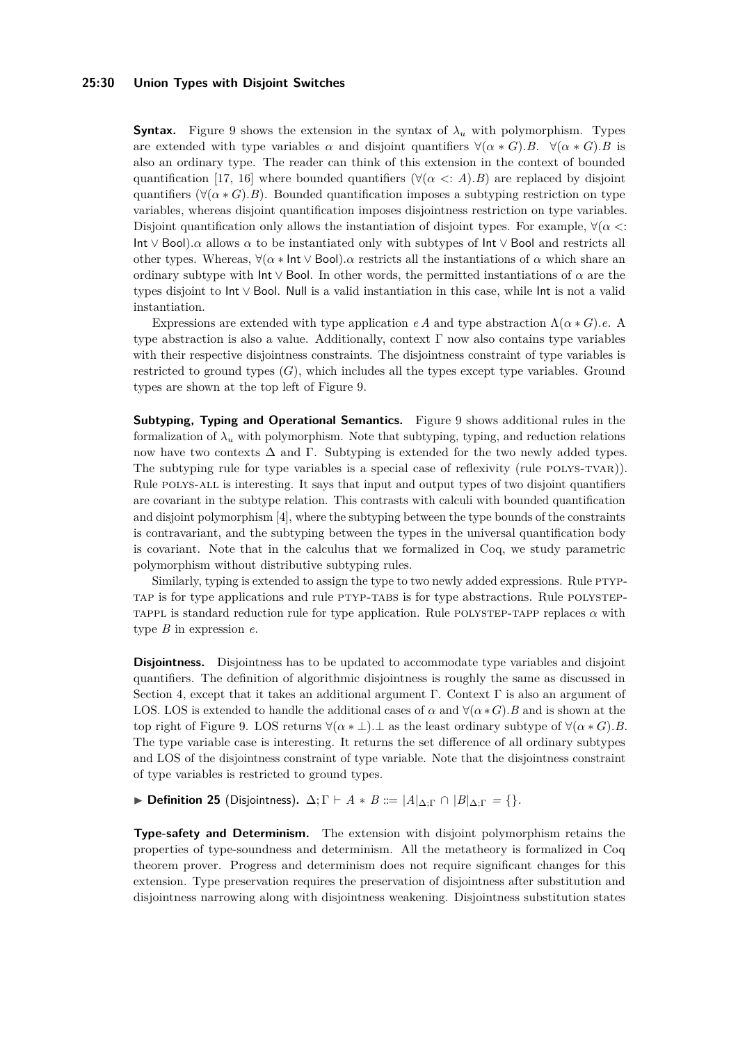**Syntax.** Figure 9 shows the extension in the syntax of $\lambda_u$ with polymorphism. Types are extended with type variables $\alpha$ and disjoint quantifiers $\forall(\alpha * G).B$. $\forall(\alpha * G).B$ is also an ordinary type. The reader can think of this extension in the context of bounded quantification [17, 16] where bounded quantifiers ($\forall(\alpha <: A).B$) are replaced by disjoint quantifiers ($\forall(\alpha * G).B$). Bounded quantification imposes a subtyping restriction on type variables, whereas disjoint quantification imposes disjointness restriction on type variables. Disjoint quantification only allows the instantiation of disjoint types. For example, $\forall(\alpha <: \mathsf{Int} \vee \mathsf{Bool}).\alpha$ allows $\alpha$ to be instantiated only with subtypes of $\mathsf{Int} \vee \mathsf{Bool}$ and restricts all other types. Whereas, $\forall(\alpha * \mathsf{Int} \vee \mathsf{Bool}).\alpha$ restricts all the instantiations of $\alpha$ which share an ordinary subtype with $\mathsf{Int} \vee \mathsf{Bool}$. In other words, the permitted instantiations of $\alpha$ are the types disjoint to $\mathsf{Int} \vee \mathsf{Bool}$. $\mathsf{Null}$ is a valid instantiation in this case, while $\mathsf{Int}$ is not a valid instantiation.

Expressions are extended with type application $e\,A$ and type abstraction $\Lambda(\alpha * G).e$. A type abstraction is also a value. Additionally, context $\Gamma$ now also contains type variables with their respective disjointness constraints. The disjointness constraint of type variables is restricted to ground types ($G$), which includes all the types except type variables. Ground types are shown at the top left of Figure 9.

**Subtyping, Typing and Operational Semantics.** Figure 9 shows additional rules in the formalization of $\lambda_u$ with polymorphism. Note that subtyping, typing, and reduction relations now have two contexts $\Delta$ and $\Gamma$. Subtyping is extended for the two newly added types. The subtyping rule for type variables is a special case of reflexivity (rule POLYS-TVAR)). Rule POLYS-ALL is interesting. It says that input and output types of two disjoint quantifiers are covariant in the subtype relation. This contrasts with calculi with bounded quantification and disjoint polymorphism [4], where the subtyping between the type bounds of the constraints is contravariant, and the subtyping between the types in the universal quantification body is covariant. Note that in the calculus that we formalized in Coq, we study parametric polymorphism without distributive subtyping rules.

Similarly, typing is extended to assign the type to two newly added expressions. Rule PTYP-TAP is for type applications and rule PTYP-TABS is for type abstractions. Rule POLYSTEP-TAPPL is standard reduction rule for type application. Rule POLYSTEP-TAPP replaces $\alpha$ with type $B$ in expression $e$.

**Disjointness.** Disjointness has to be updated to accommodate type variables and disjoint quantifiers. The definition of algorithmic disjointness is roughly the same as discussed in Section 4, except that it takes an additional argument $\Gamma$. Context $\Gamma$ is also an argument of LOS. LOS is extended to handle the additional cases of $\alpha$ and $\forall(\alpha * G).B$ and is shown at the top right of Figure 9. LOS returns $\forall(\alpha * \bot).\bot$ as the least ordinary subtype of $\forall(\alpha * G).B$. The type variable case is interesting. It returns the set difference of all ordinary subtypes and LOS of the disjointness constraint of type variable. Note that the disjointness constraint of type variables is restricted to ground types.

▶ **Definition 25** (Disjointness). $\Delta; \Gamma \vdash A * B ::= |A|_{\Delta;\Gamma} \cap |B|_{\Delta;\Gamma} = \{\}$.

**Type-safety and Determinism.** The extension with disjoint polymorphism retains the properties of type-soundness and determinism. All the metatheory is formalized in Coq theorem prover. Progress and determinism does not require significant changes for this extension. Type preservation requires the preservation of disjointness after substitution and disjointness narrowing along with disjointness weakening. Disjointness substitution states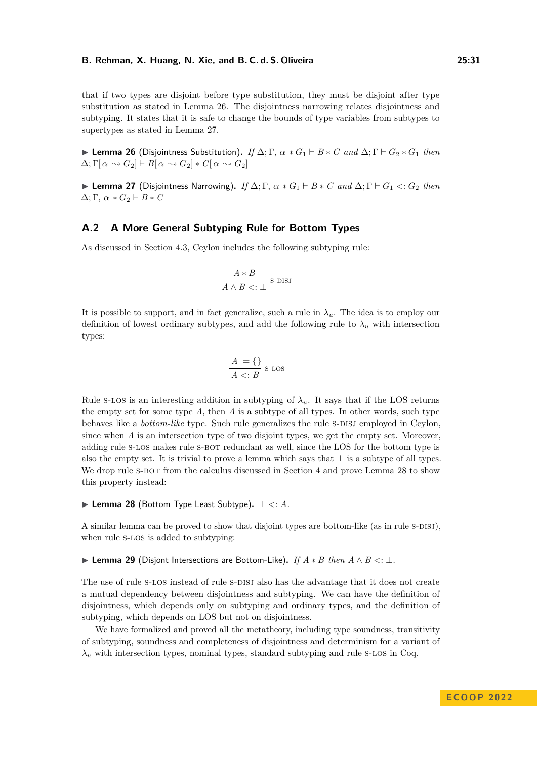that if two types are disjoint before type substitution, they must be disjoint after type substitution as stated in Lemma 26. The disjointness narrowing relates disjointness and subtyping. It states that it is safe to change the bounds of type variables from subtypes to supertypes as stated in Lemma 27.

▶ **Lemma 26** (Disjointness Substitution). *If* $\Delta; \Gamma,\ \alpha * G_1 \vdash B * C$ *and* $\Delta; \Gamma \vdash G_2 * G_1$ *then* $\Delta; \Gamma[\alpha \rightsquigarrow G_2] \vdash B[\alpha \rightsquigarrow G_2] * C[\alpha \rightsquigarrow G_2]$

▶ **Lemma 27** (Disjointness Narrowing). *If* $\Delta; \Gamma,\ \alpha * G_1 \vdash B * C$ *and* $\Delta; \Gamma \vdash G_1 <: G_2$ *then* $\Delta; \Gamma,\ \alpha * G_2 \vdash B * C$

## A.2 A More General Subtyping Rule for Bottom Types

As discussed in Section 4.3, Ceylon includes the following subtyping rule:

$$\frac{A * B}{A \wedge B <: \bot} \text{ S-DISJ}$$

It is possible to support, and in fact generalize, such a rule in $\lambda_u$. The idea is to employ our definition of lowest ordinary subtypes, and add the following rule to $\lambda_u$ with intersection types:

$$\frac{|A| = \{\}}{A <: B} \text{ S-LOS}$$

Rule S-LOS is an interesting addition in subtyping of $\lambda_u$. It says that if the LOS returns the empty set for some type $A$, then $A$ is a subtype of all types. In other words, such type behaves like a *bottom-like* type. Such rule generalizes the rule S-DISJ employed in Ceylon, since when $A$ is an intersection type of two disjoint types, we get the empty set. Moreover, adding rule S-LOS makes rule S-BOT redundant as well, since the LOS for the bottom type is also the empty set. It is trivial to prove a lemma which says that $\bot$ is a subtype of all types. We drop rule S-BOT from the calculus discussed in Section 4 and prove Lemma 28 to show this property instead:

▶ **Lemma 28** (Bottom Type Least Subtype). $\bot <: A$.

A similar lemma can be proved to show that disjoint types are bottom-like (as in rule S-DISJ), when rule S-LOS is added to subtyping:

▶ **Lemma 29** (Disjont Intersections are Bottom-Like). *If* $A * B$ *then* $A \wedge B <: \bot$.

The use of rule S-LOS instead of rule S-DISJ also has the advantage that it does not create a mutual dependency between disjointness and subtyping. We can have the definition of disjointness, which depends only on subtyping and ordinary types, and the definition of subtyping, which depends on LOS but not on disjointness.

We have formalized and proved all the metatheory, including type soundness, transitivity of subtyping, soundness and completeness of disjointness and determinism for a variant of $\lambda_u$ with intersection types, nominal types, standard subtyping and rule S-LOS in Coq.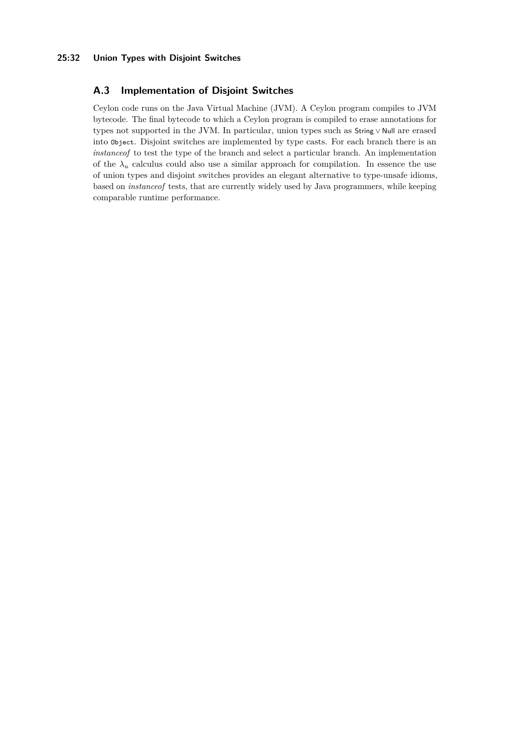## A.3 Implementation of Disjoint Switches

Ceylon code runs on the Java Virtual Machine (JVM). A Ceylon program compiles to JVM bytecode. The final bytecode to which a Ceylon program is compiled to erase annotations for types not supported in the JVM. In particular, union types such as $\mathsf{String} \vee \mathsf{Null}$ are erased into `Object`. Disjoint switches are implemented by type casts. For each branch there is an *instanceof* to test the type of the branch and select a particular branch. An implementation of the $\lambda_u$ calculus could also use a similar approach for compilation. In essence the use of union types and disjoint switches provides an elegant alternative to type-unsafe idioms, based on *instanceof* tests, that are currently widely used by Java programmers, while keeping comparable runtime performance.